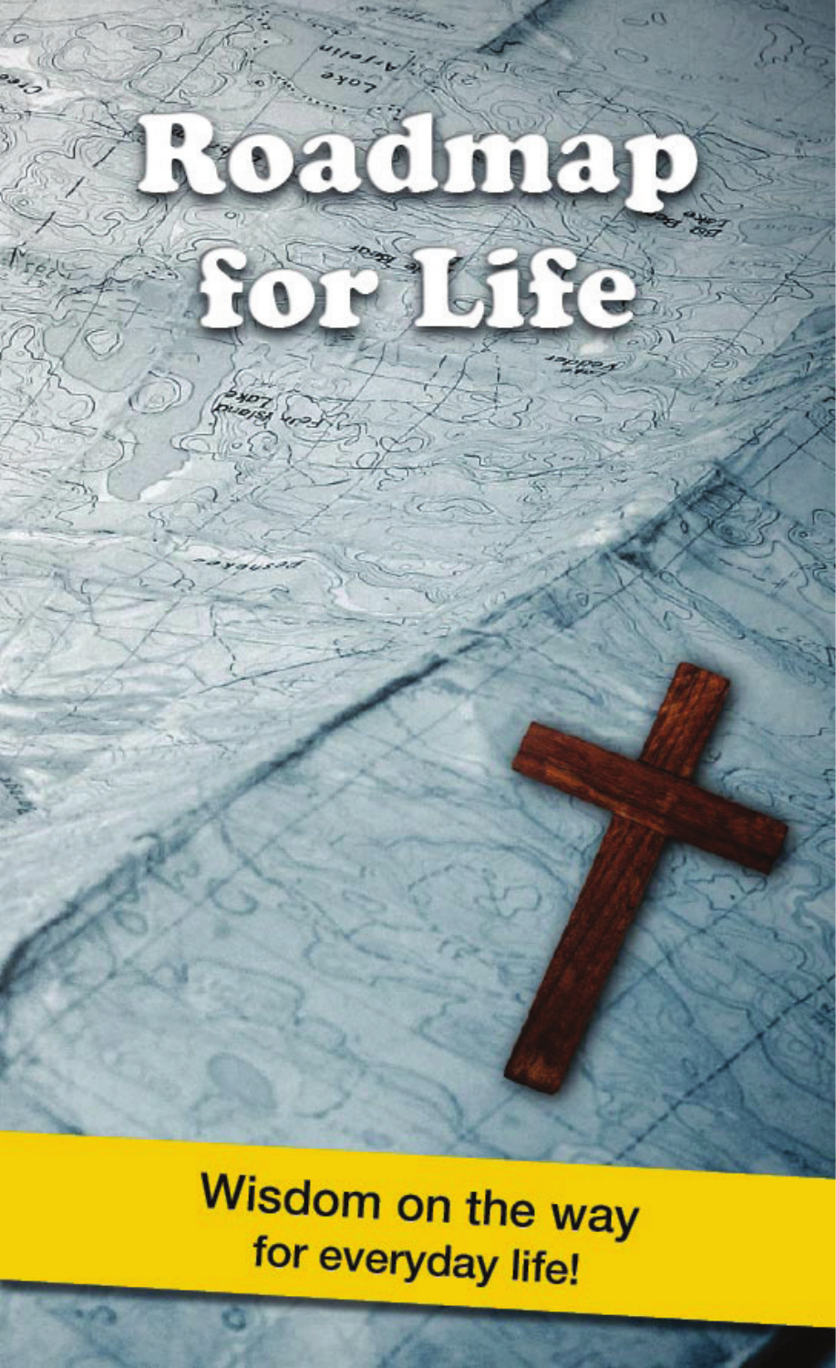# Roadmap for Life

Wisdom on the way for everyday life!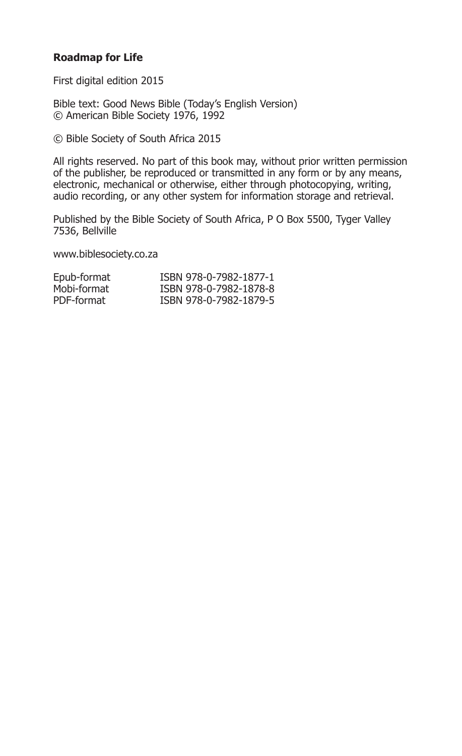**Roadmap for Life**

First digital edition 2015

Bible text: Good News Bible (Today's English Version)
© American Bible Society 1976, 1992

© Bible Society of South Africa 2015

All rights reserved. No part of this book may, without prior written permission of the publisher, be reproduced or transmitted in any form or by any means, electronic, mechanical or otherwise, either through photocopying, writing, audio recording, or any other system for information storage and retrieval.

Published by the Bible Society of South Africa, P O Box 5500, Tyger Valley 7536, Bellville

www.biblesociety.co.za

| | |
|---|---|
| Epub-format | ISBN 978-0-7982-1877-1 |
| Mobi-format | ISBN 978-0-7982-1878-8 |
| PDF-format | ISBN 978-0-7982-1879-5 |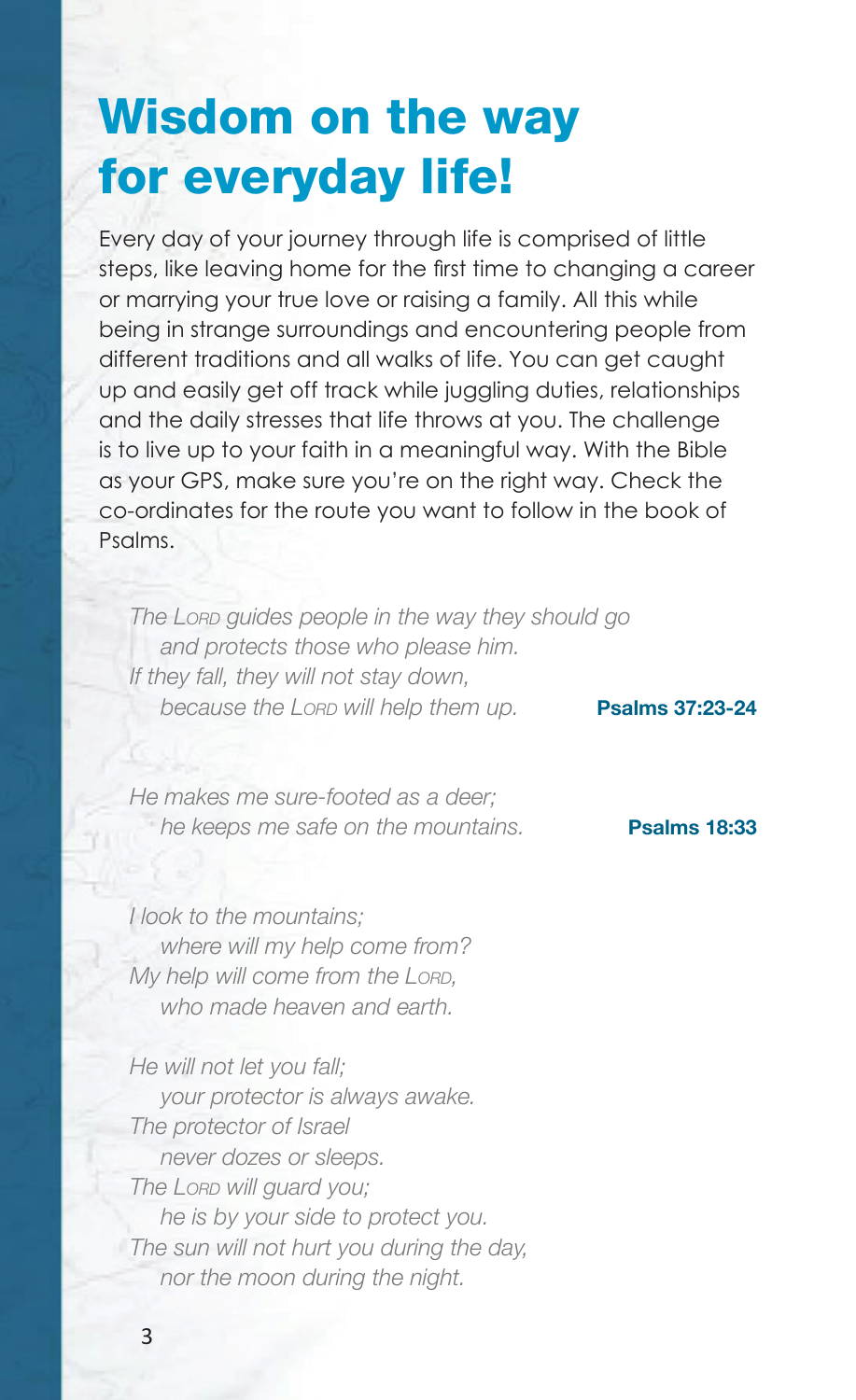# Wisdom on the way for everyday life!

Every day of your journey through life is comprised of little steps, like leaving home for the first time to changing a career or marrying your true love or raising a family. All this while being in strange surroundings and encountering people from different traditions and all walks of life. You can get caught up and easily get off track while juggling duties, relationships and the daily stresses that life throws at you. The challenge is to live up to your faith in a meaningful way. With the Bible as your GPS, make sure you're on the right way. Check the co-ordinates for the route you want to follow in the book of Psalms.

*The LORD guides people in the way they should go*
*and protects those who please him.*
*If they fall, they will not stay down,*
*because the LORD will help them up.*

**Psalms 37:23-24**

*He makes me sure-footed as a deer;*
*he keeps me safe on the mountains.*

**Psalms 18:33**

*I look to the mountains;*
*where will my help come from?*
*My help will come from the LORD,*
*who made heaven and earth.*

*He will not let you fall;*
*your protector is always awake.*
*The protector of Israel*
*never dozes or sleeps.*
*The LORD will guard you;*
*he is by your side to protect you.*
*The sun will not hurt you during the day,*
*nor the moon during the night.*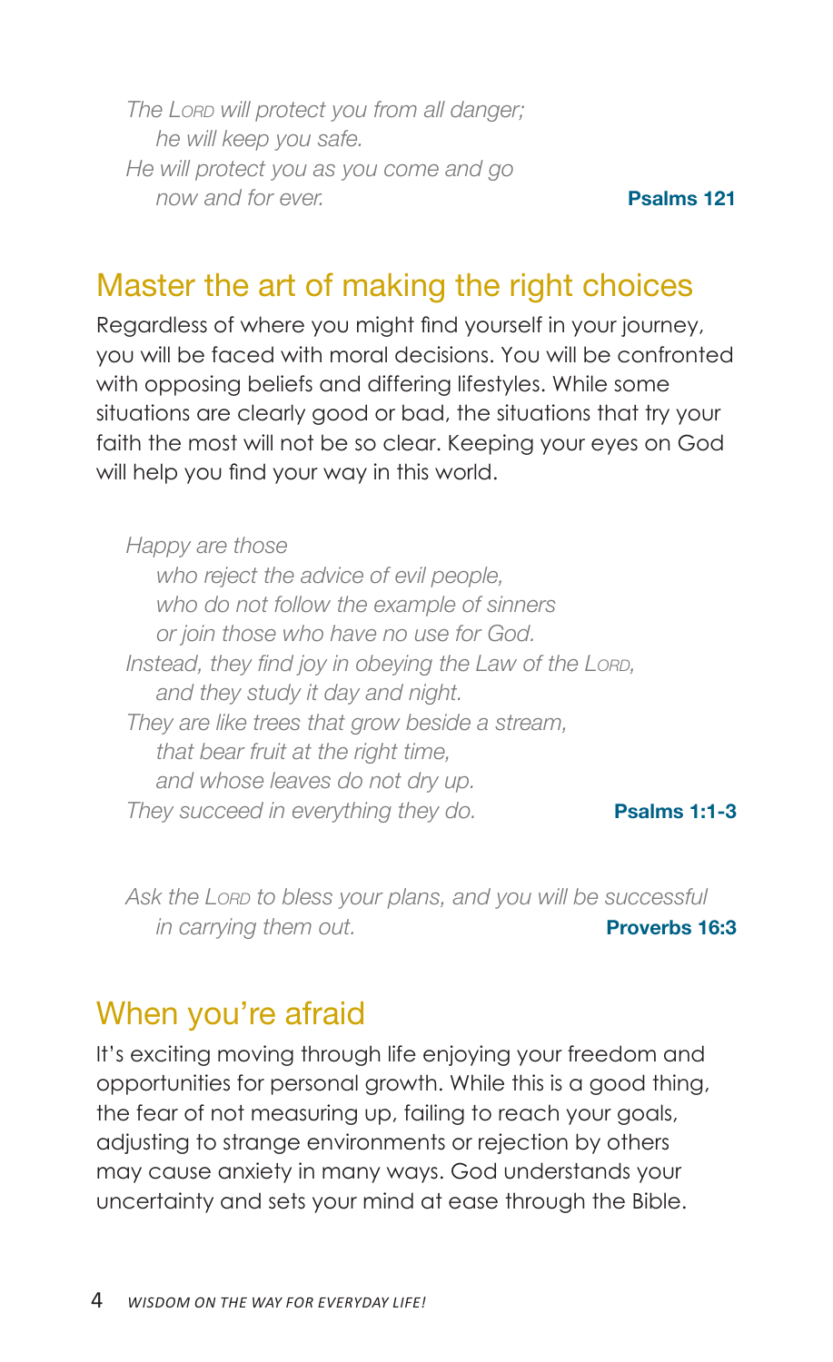*The Lord will protect you from all danger;*
*he will keep you safe.*
*He will protect you as you come and go*
*now and for ever.* **Psalms 121**

## Master the art of making the right choices

Regardless of where you might find yourself in your journey, you will be faced with moral decisions. You will be confronted with opposing beliefs and differing lifestyles. While some situations are clearly good or bad, the situations that try your faith the most will not be so clear. Keeping your eyes on God will help you find your way in this world.

*Happy are those*
*who reject the advice of evil people,*
*who do not follow the example of sinners*
*or join those who have no use for God.*
*Instead, they find joy in obeying the Law of the Lord,*
*and they study it day and night.*
*They are like trees that grow beside a stream,*
*that bear fruit at the right time,*
*and whose leaves do not dry up.*
*They succeed in everything they do.* **Psalms 1:1-3**

*Ask the Lord to bless your plans, and you will be successful in carrying them out.* **Proverbs 16:3**

## When you're afraid

It's exciting moving through life enjoying your freedom and opportunities for personal growth. While this is a good thing, the fear of not measuring up, failing to reach your goals, adjusting to strange environments or rejection by others may cause anxiety in many ways. God understands your uncertainty and sets your mind at ease through the Bible.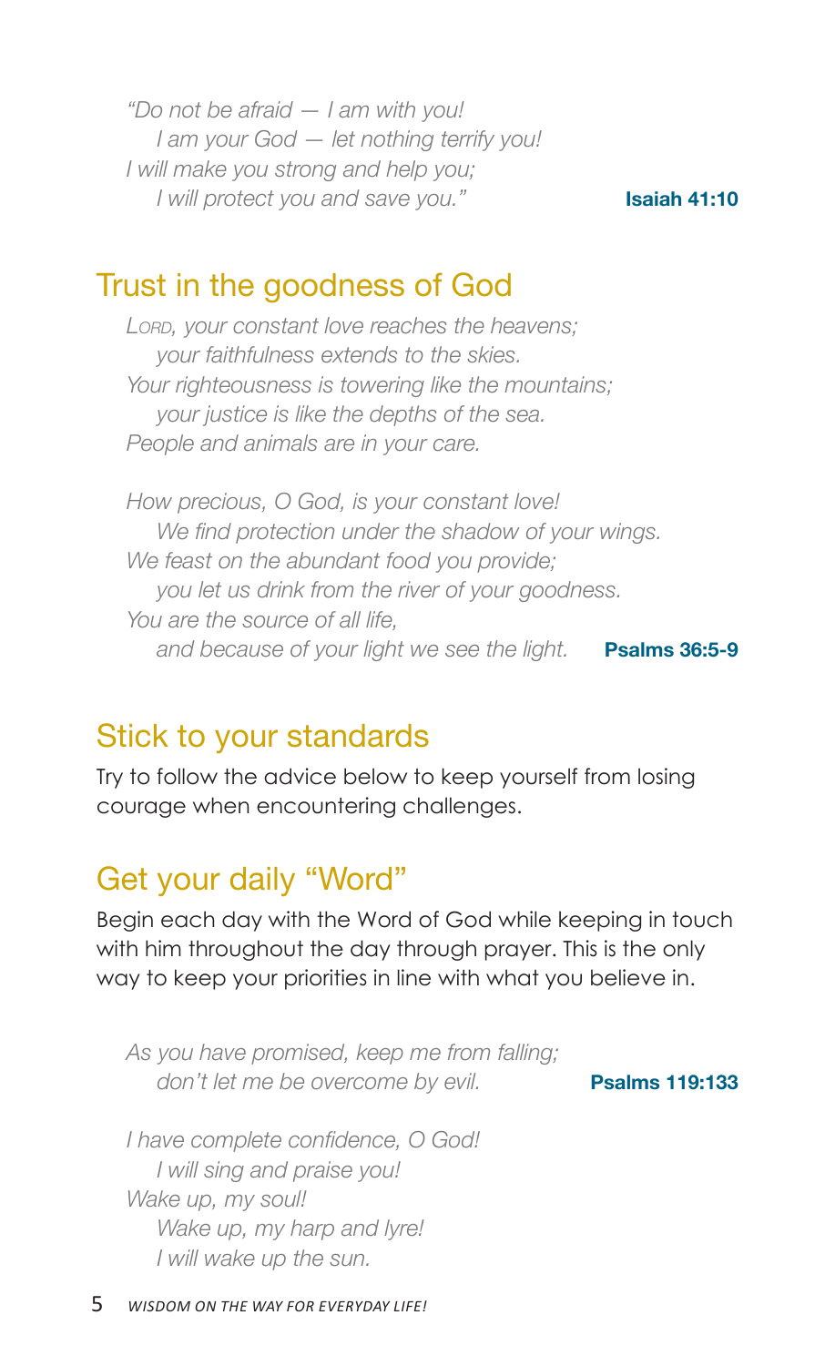*"Do not be afraid — I am with you!*
*I am your God — let nothing terrify you!*
*I will make you strong and help you;*
*I will protect you and save you."* **Isaiah 41:10**

## Trust in the goodness of God

*Lord, your constant love reaches the heavens;*
*your faithfulness extends to the skies.*
*Your righteousness is towering like the mountains;*
*your justice is like the depths of the sea.*
*People and animals are in your care.*

*How precious, O God, is your constant love!*
*We find protection under the shadow of your wings.*
*We feast on the abundant food you provide;*
*you let us drink from the river of your goodness.*
*You are the source of all life,*
*and because of your light we see the light.* **Psalms 36:5-9**

## Stick to your standards

Try to follow the advice below to keep yourself from losing courage when encountering challenges.

## Get your daily "Word"

Begin each day with the Word of God while keeping in touch with him throughout the day through prayer. This is the only way to keep your priorities in line with what you believe in.

*As you have promised, keep me from falling;*
*don't let me be overcome by evil.* **Psalms 119:133**

*I have complete confidence, O God!*
*I will sing and praise you!*
*Wake up, my soul!*
*Wake up, my harp and lyre!*
*I will wake up the sun.*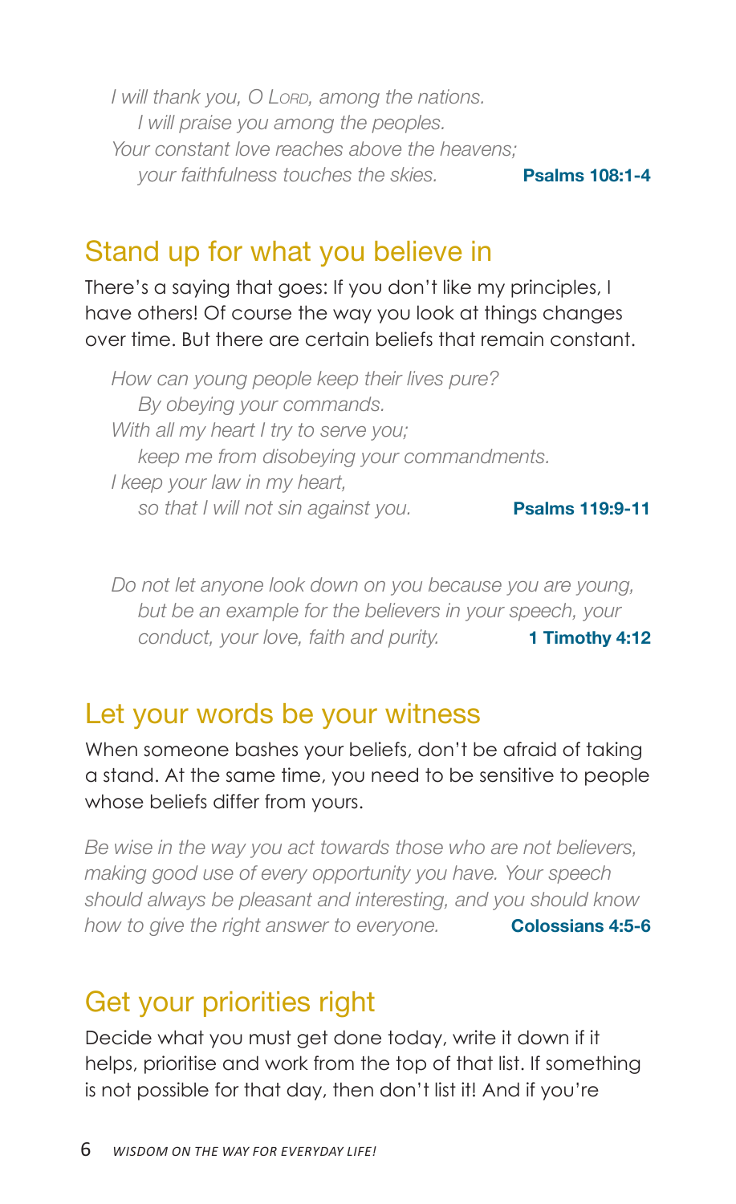*I will thank you, O Lord, among the nations.*
*I will praise you among the peoples.*
*Your constant love reaches above the heavens;*
*your faithfulness touches the skies.* **Psalms 108:1-4**

## Stand up for what you believe in

There's a saying that goes: If you don't like my principles, I have others! Of course the way you look at things changes over time. But there are certain beliefs that remain constant.

*How can young people keep their lives pure?*
*By obeying your commands.*
*With all my heart I try to serve you;*
*keep me from disobeying your commandments.*
*I keep your law in my heart,*
*so that I will not sin against you.* **Psalms 119:9-11**

*Do not let anyone look down on you because you are young, but be an example for the believers in your speech, your conduct, your love, faith and purity.* **1 Timothy 4:12**

## Let your words be your witness

When someone bashes your beliefs, don't be afraid of taking a stand. At the same time, you need to be sensitive to people whose beliefs differ from yours.

*Be wise in the way you act towards those who are not believers, making good use of every opportunity you have. Your speech should always be pleasant and interesting, and you should know how to give the right answer to everyone.* **Colossians 4:5-6**

## Get your priorities right

Decide what you must get done today, write it down if it helps, prioritise and work from the top of that list. If something is not possible for that day, then don't list it! And if you're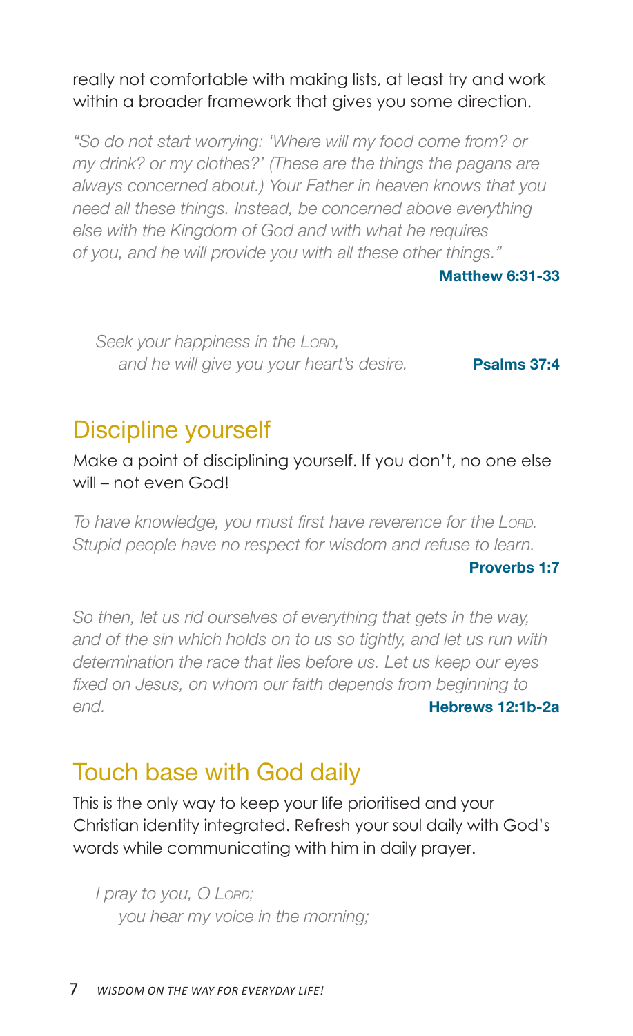really not comfortable with making lists, at least try and work within a broader framework that gives you some direction.

*"So do not start worrying: 'Where will my food come from? or my drink? or my clothes?' (These are the things the pagans are always concerned about.) Your Father in heaven knows that you need all these things. Instead, be concerned above everything else with the Kingdom of God and with what he requires of you, and he will provide you with all these other things."*

**Matthew 6:31-33**

*Seek your happiness in the LORD,*
*and he will give you your heart's desire.* **Psalms 37:4**

## Discipline yourself

Make a point of disciplining yourself. If you don't, no one else will – not even God!

*To have knowledge, you must first have reverence for the LORD. Stupid people have no respect for wisdom and refuse to learn.*

**Proverbs 1:7**

*So then, let us rid ourselves of everything that gets in the way, and of the sin which holds on to us so tightly, and let us run with determination the race that lies before us. Let us keep our eyes fixed on Jesus, on whom our faith depends from beginning to end.* **Hebrews 12:1b-2a**

## Touch base with God daily

This is the only way to keep your life prioritised and your Christian identity integrated. Refresh your soul daily with God's words while communicating with him in daily prayer.

*I pray to you, O LORD;*
*you hear my voice in the morning;*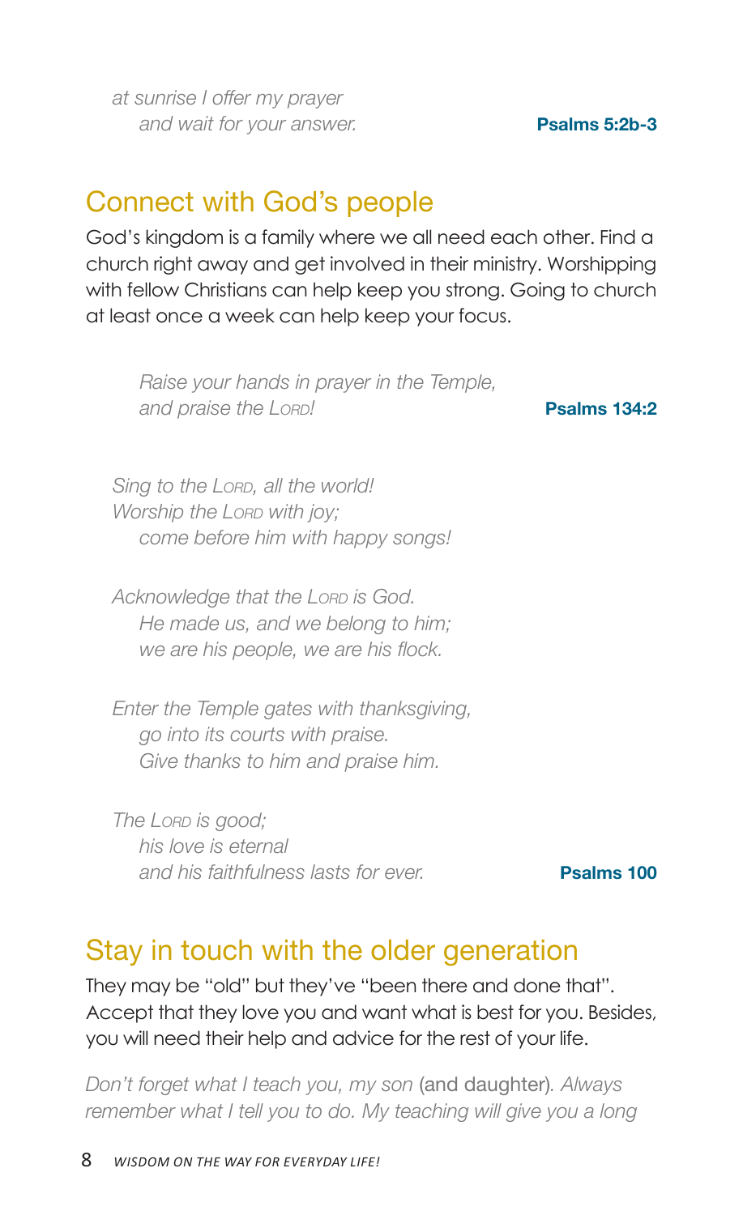*at sunrise I offer my prayer*
*and wait for your answer.* **Psalms 5:2b-3**

## Connect with God's people

God's kingdom is a family where we all need each other. Find a church right away and get involved in their ministry. Worshipping with fellow Christians can help keep you strong. Going to church at least once a week can help keep your focus.

*Raise your hands in prayer in the Temple,*
*and praise the Lord!* **Psalms 134:2**

*Sing to the Lord, all the world!*
*Worship the Lord with joy;*
*come before him with happy songs!*

*Acknowledge that the Lord is God.*
*He made us, and we belong to him;*
*we are his people, we are his flock.*

*Enter the Temple gates with thanksgiving,*
*go into its courts with praise.*
*Give thanks to him and praise him.*

*The Lord is good;*
*his love is eternal*
*and his faithfulness lasts for ever.* **Psalms 100**

## Stay in touch with the older generation

They may be "old" but they've "been there and done that". Accept that they love you and want what is best for you. Besides, you will need their help and advice for the rest of your life.

*Don't forget what I teach you, my son* (and daughter)*. Always remember what I tell you to do. My teaching will give you a long*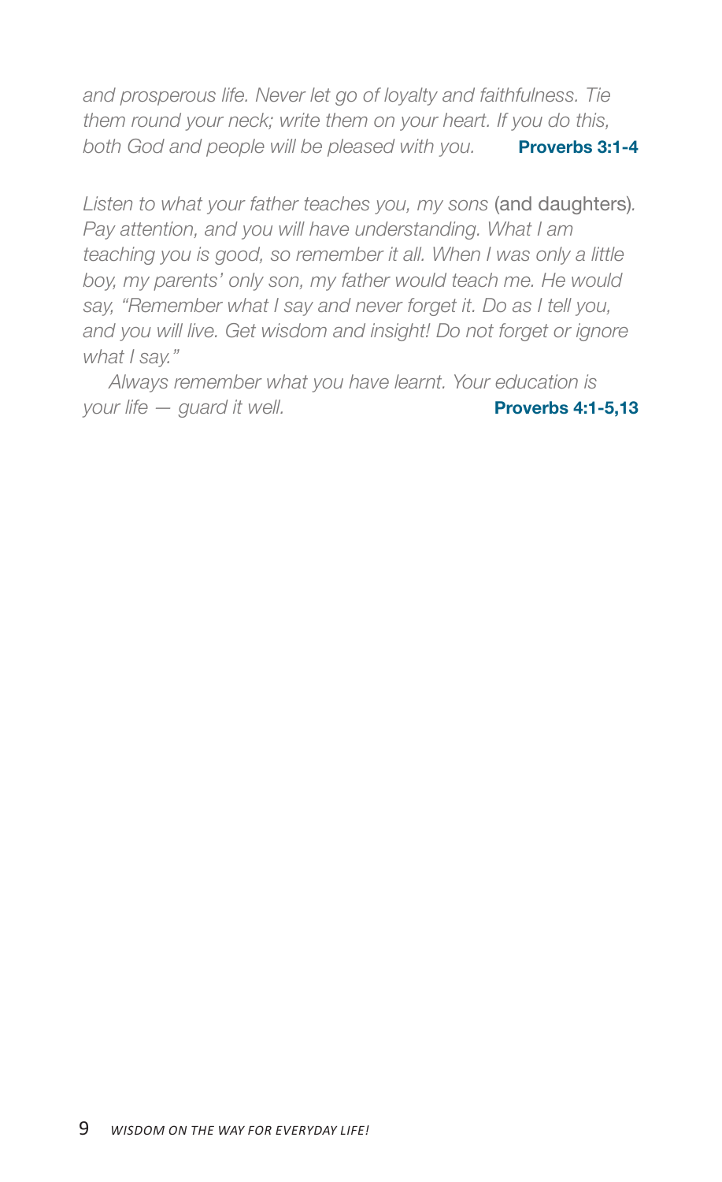*and prosperous life. Never let go of loyalty and faithfulness. Tie them round your neck; write them on your heart. If you do this, both God and people will be pleased with you.* **Proverbs 3:1-4**

*Listen to what your father teaches you, my sons* (and daughters)*. Pay attention, and you will have understanding. What I am teaching you is good, so remember it all. When I was only a little boy, my parents' only son, my father would teach me. He would say, "Remember what I say and never forget it. Do as I tell you, and you will live. Get wisdom and insight! Do not forget or ignore what I say."*

*Always remember what you have learnt. Your education is your life — guard it well.* **Proverbs 4:1-5,13**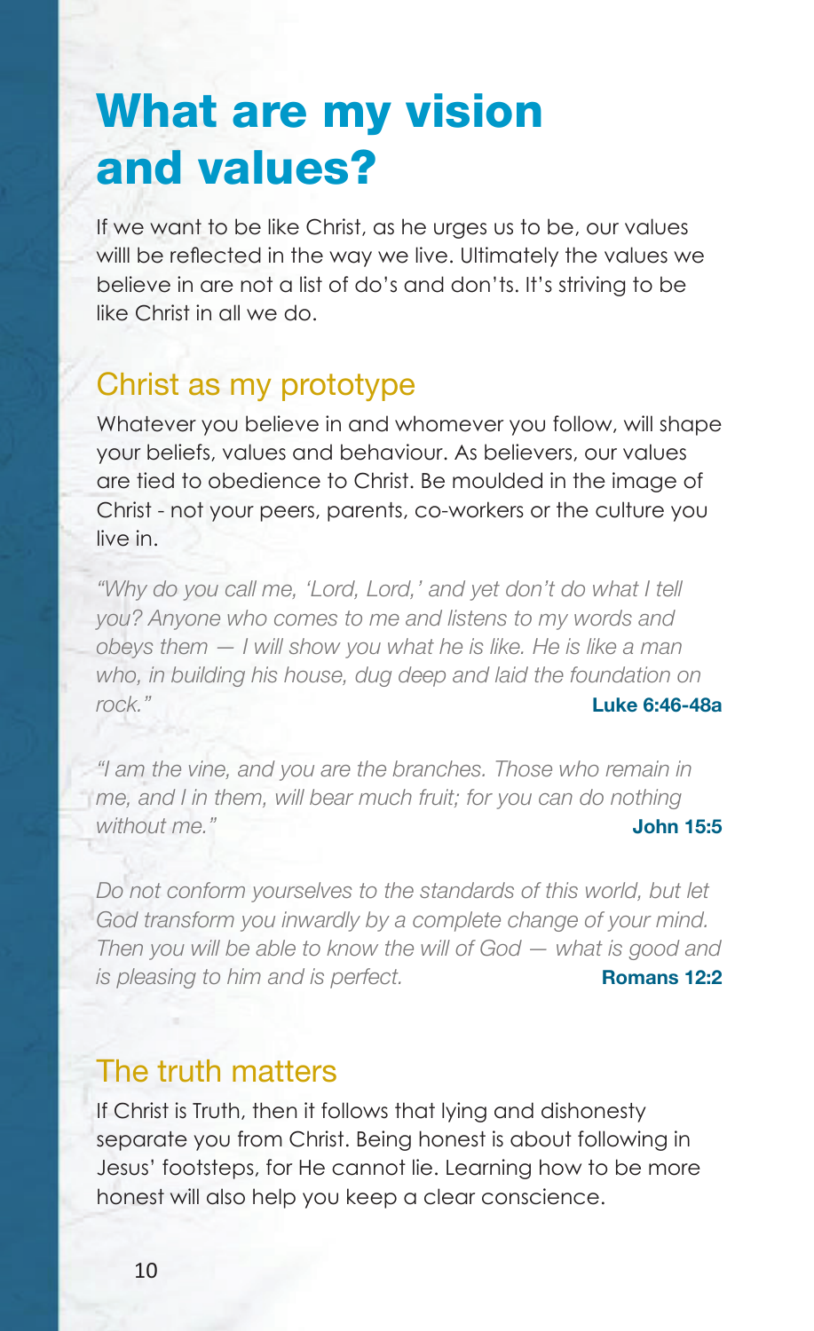# What are my vision and values?

If we want to be like Christ, as he urges us to be, our values willl be reflected in the way we live. Ultimately the values we believe in are not a list of do's and don'ts. It's striving to be like Christ in all we do.

## Christ as my prototype

Whatever you believe in and whomever you follow, will shape your beliefs, values and behaviour. As believers, our values are tied to obedience to Christ. Be moulded in the image of Christ - not your peers, parents, co-workers or the culture you live in.

*"Why do you call me, 'Lord, Lord,' and yet don't do what I tell you? Anyone who comes to me and listens to my words and obeys them — I will show you what he is like. He is like a man who, in building his house, dug deep and laid the foundation on rock."* **Luke 6:46-48a**

*"I am the vine, and you are the branches. Those who remain in me, and I in them, will bear much fruit; for you can do nothing without me."* **John 15:5**

*Do not conform yourselves to the standards of this world, but let God transform you inwardly by a complete change of your mind. Then you will be able to know the will of God — what is good and is pleasing to him and is perfect.* **Romans 12:2**

## The truth matters

If Christ is Truth, then it follows that lying and dishonesty separate you from Christ. Being honest is about following in Jesus' footsteps, for He cannot lie. Learning how to be more honest will also help you keep a clear conscience.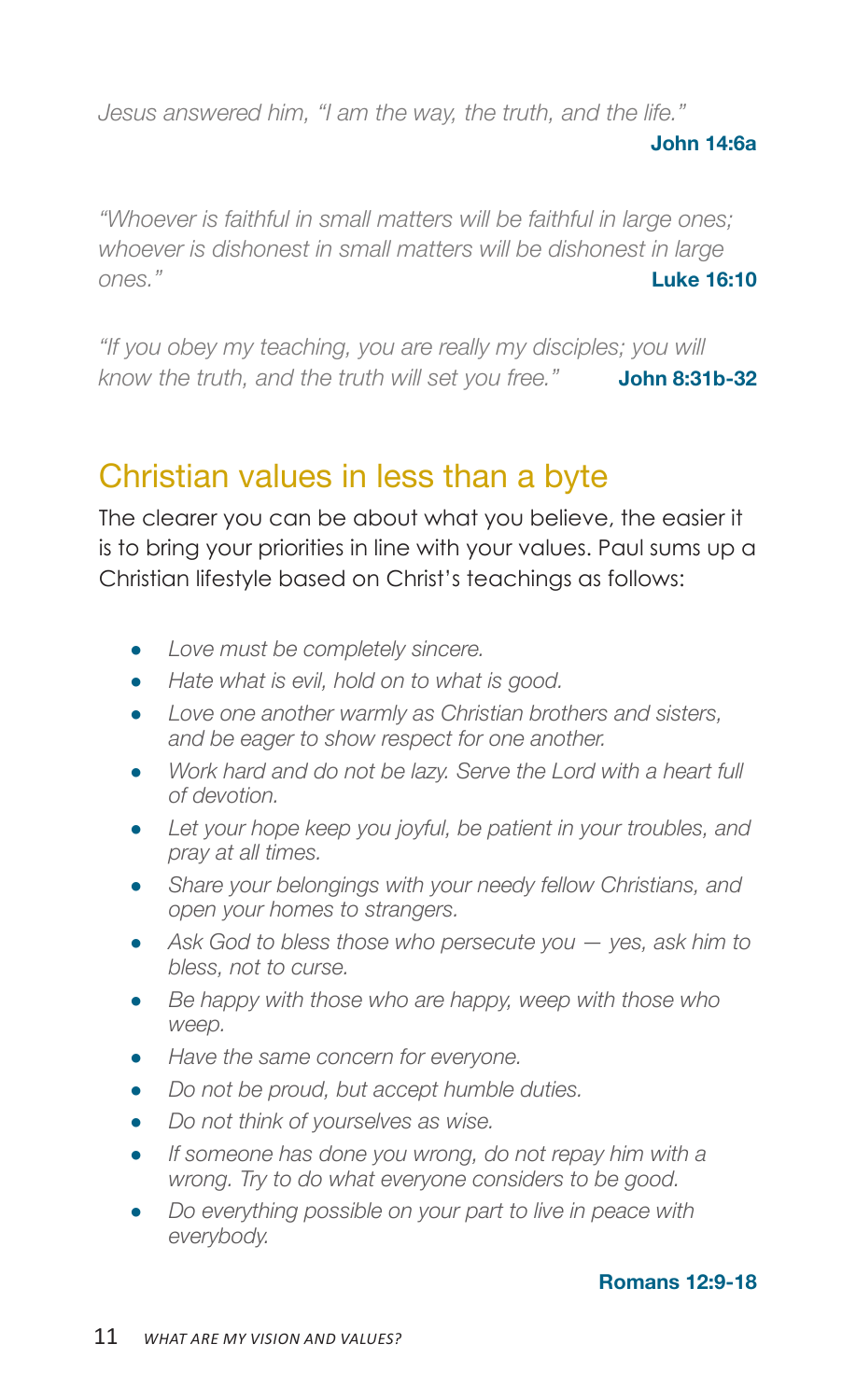*Jesus answered him, "I am the way, the truth, and the life."*

**John 14:6a**

*"Whoever is faithful in small matters will be faithful in large ones; whoever is dishonest in small matters will be dishonest in large ones."* **Luke 16:10**

*"If you obey my teaching, you are really my disciples; you will know the truth, and the truth will set you free."* **John 8:31b-32**

## Christian values in less than a byte

The clearer you can be about what you believe, the easier it is to bring your priorities in line with your values. Paul sums up a Christian lifestyle based on Christ's teachings as follows:

- *Love must be completely sincere.*
- *Hate what is evil, hold on to what is good.*
- *Love one another warmly as Christian brothers and sisters, and be eager to show respect for one another.*
- *Work hard and do not be lazy. Serve the Lord with a heart full of devotion.*
- *Let your hope keep you joyful, be patient in your troubles, and pray at all times.*
- *Share your belongings with your needy fellow Christians, and open your homes to strangers.*
- *Ask God to bless those who persecute you — yes, ask him to bless, not to curse.*
- *Be happy with those who are happy, weep with those who weep.*
- *Have the same concern for everyone.*
- *Do not be proud, but accept humble duties.*
- *Do not think of yourselves as wise.*
- *If someone has done you wrong, do not repay him with a wrong. Try to do what everyone considers to be good.*
- *Do everything possible on your part to live in peace with everybody.*

**Romans 12:9-18**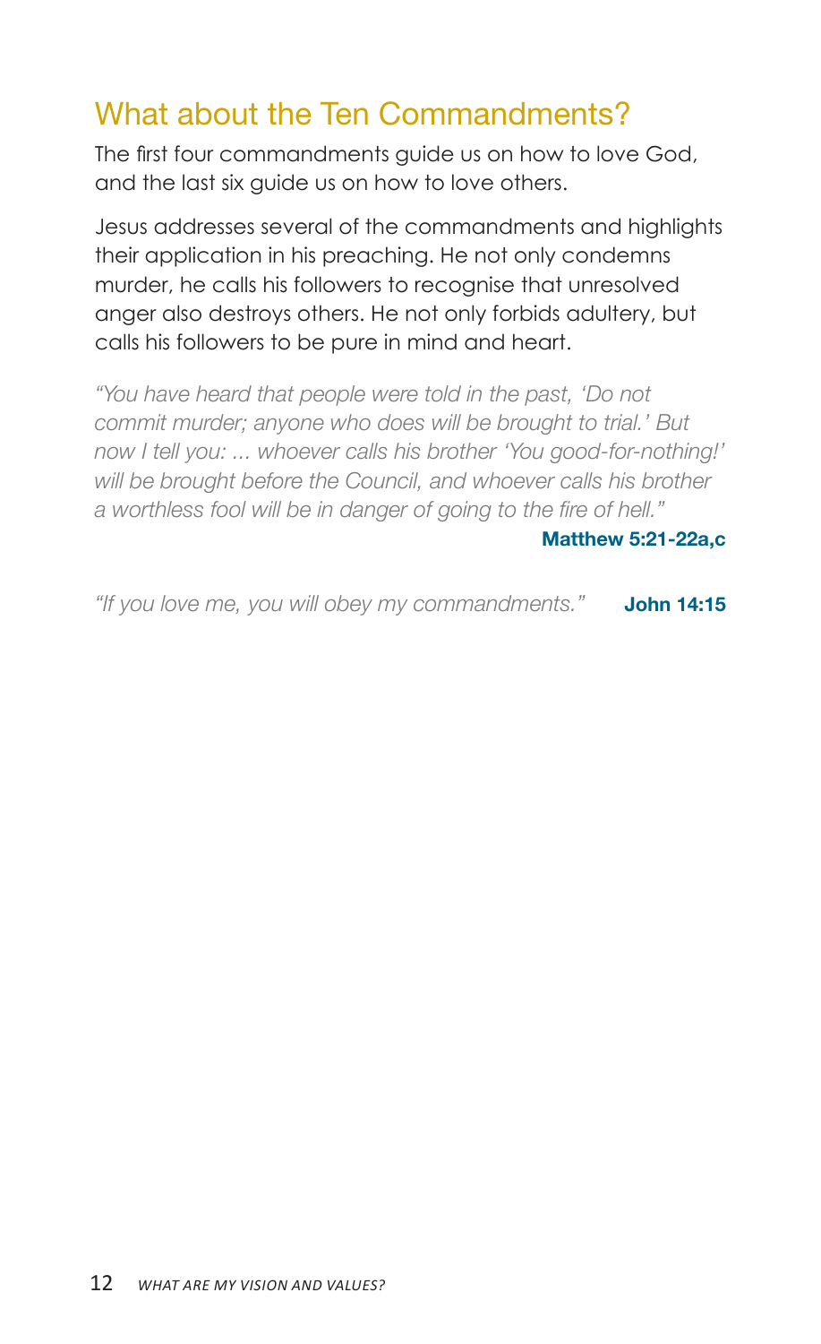## What about the Ten Commandments?

The first four commandments guide us on how to love God, and the last six guide us on how to love others.

Jesus addresses several of the commandments and highlights their application in his preaching. He not only condemns murder, he calls his followers to recognise that unresolved anger also destroys others. He not only forbids adultery, but calls his followers to be pure in mind and heart.

*"You have heard that people were told in the past, 'Do not commit murder; anyone who does will be brought to trial.' But now I tell you: ... whoever calls his brother 'You good-for-nothing!' will be brought before the Council, and whoever calls his brother a worthless fool will be in danger of going to the fire of hell."*

**Matthew 5:21-22a,c**

*"If you love me, you will obey my commandments."* **John 14:15**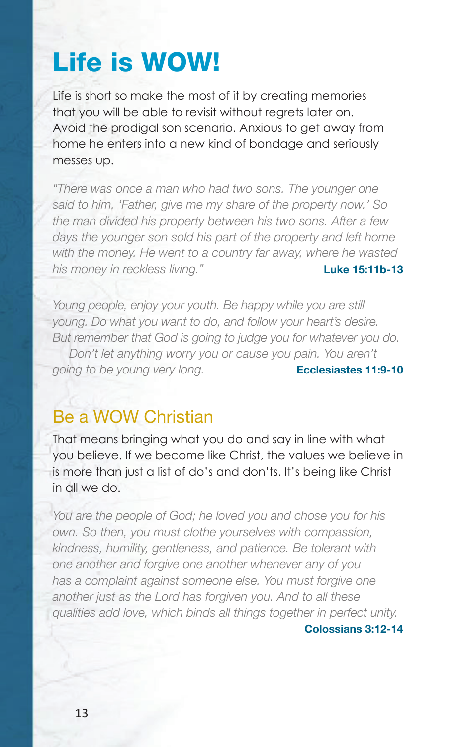# Life is WOW!

Life is short so make the most of it by creating memories that you will be able to revisit without regrets later on. Avoid the prodigal son scenario. Anxious to get away from home he enters into a new kind of bondage and seriously messes up.

*"There was once a man who had two sons. The younger one said to him, 'Father, give me my share of the property now.' So the man divided his property between his two sons. After a few days the younger son sold his part of the property and left home with the money. He went to a country far away, where he wasted his money in reckless living."* **Luke 15:11b-13**

*Young people, enjoy your youth. Be happy while you are still young. Do what you want to do, and follow your heart's desire. But remember that God is going to judge you for whatever you do. Don't let anything worry you or cause you pain. You aren't going to be young very long.* **Ecclesiastes 11:9-10**

## Be a WOW Christian

That means bringing what you do and say in line with what you believe. If we become like Christ, the values we believe in is more than just a list of do's and don'ts. It's being like Christ in all we do.

*You are the people of God; he loved you and chose you for his own. So then, you must clothe yourselves with compassion, kindness, humility, gentleness, and patience. Be tolerant with one another and forgive one another whenever any of you has a complaint against someone else. You must forgive one another just as the Lord has forgiven you. And to all these qualities add love, which binds all things together in perfect unity.* **Colossians 3:12-14**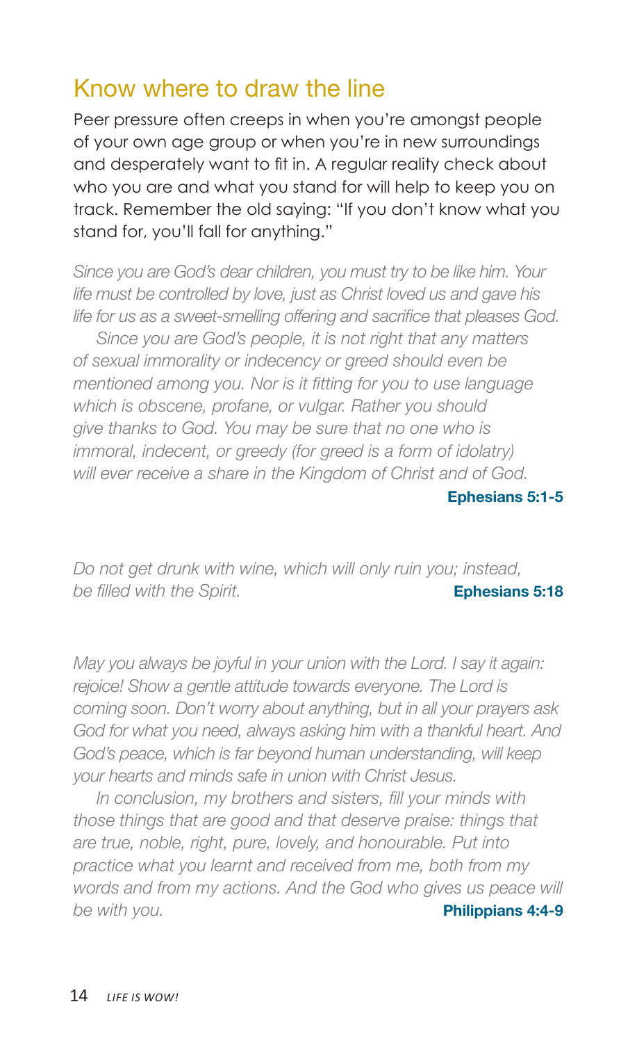## Know where to draw the line

Peer pressure often creeps in when you're amongst people of your own age group or when you're in new surroundings and desperately want to fit in. A regular reality check about who you are and what you stand for will help to keep you on track. Remember the old saying: "If you don't know what you stand for, you'll fall for anything."

*Since you are God's dear children, you must try to be like him. Your life must be controlled by love, just as Christ loved us and gave his life for us as a sweet-smelling offering and sacrifice that pleases God.*

*Since you are God's people, it is not right that any matters of sexual immorality or indecency or greed should even be mentioned among you. Nor is it fitting for you to use language which is obscene, profane, or vulgar. Rather you should give thanks to God. You may be sure that no one who is immoral, indecent, or greedy (for greed is a form of idolatry) will ever receive a share in the Kingdom of Christ and of God.*

**Ephesians 5:1-5**

*Do not get drunk with wine, which will only ruin you; instead, be filled with the Spirit.* **Ephesians 5:18**

*May you always be joyful in your union with the Lord. I say it again: rejoice! Show a gentle attitude towards everyone. The Lord is coming soon. Don't worry about anything, but in all your prayers ask God for what you need, always asking him with a thankful heart. And God's peace, which is far beyond human understanding, will keep your hearts and minds safe in union with Christ Jesus.*

*In conclusion, my brothers and sisters, fill your minds with those things that are good and that deserve praise: things that are true, noble, right, pure, lovely, and honourable. Put into practice what you learnt and received from me, both from my words and from my actions. And the God who gives us peace will be with you.* **Philippians 4:4-9**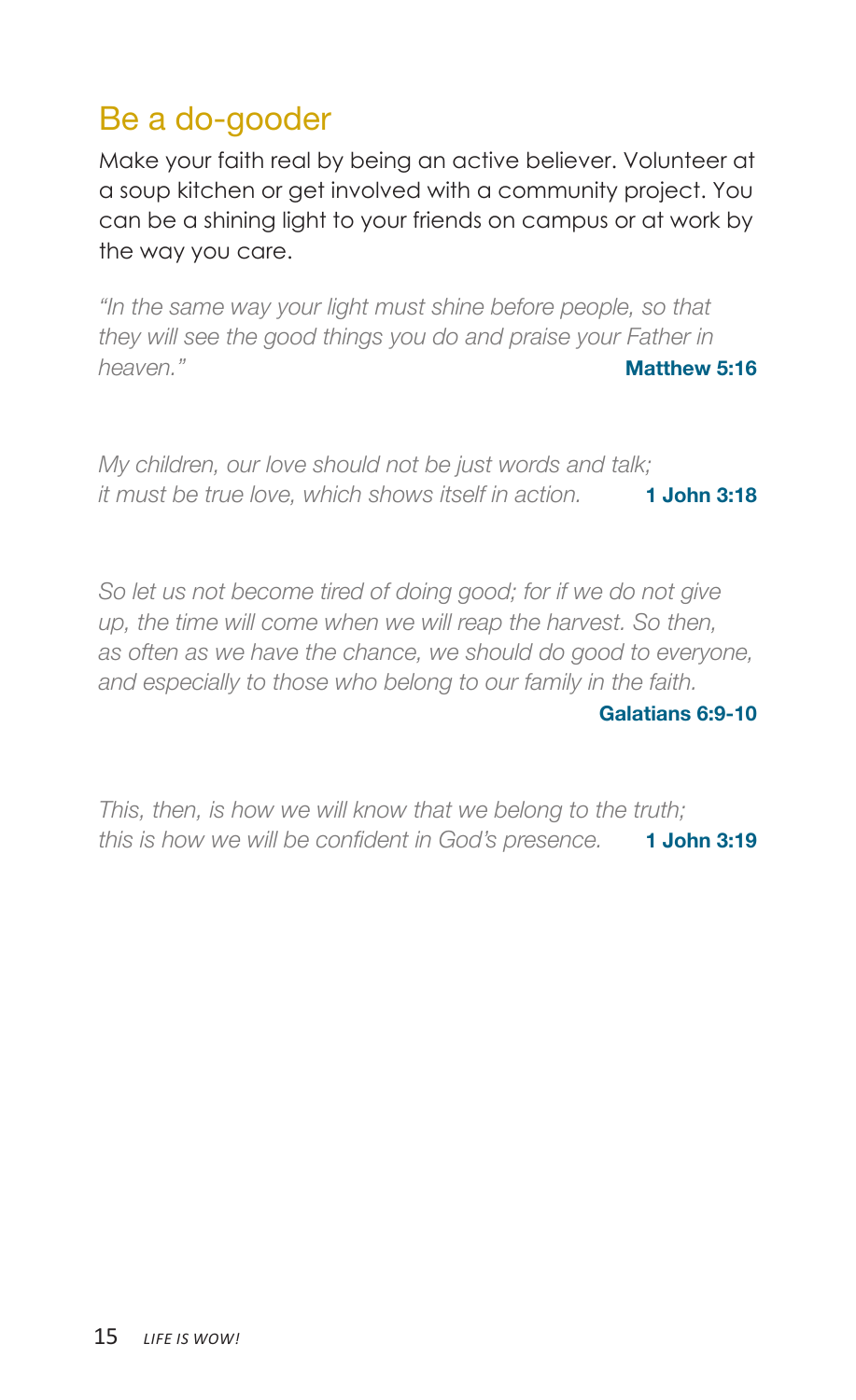## Be a do-gooder

Make your faith real by being an active believer. Volunteer at a soup kitchen or get involved with a community project. You can be a shining light to your friends on campus or at work by the way you care.

*"In the same way your light must shine before people, so that they will see the good things you do and praise your Father in heaven."* **Matthew 5:16**

*My children, our love should not be just words and talk; it must be true love, which shows itself in action.* **1 John 3:18**

*So let us not become tired of doing good; for if we do not give up, the time will come when we will reap the harvest. So then, as often as we have the chance, we should do good to everyone, and especially to those who belong to our family in the faith.* **Galatians 6:9-10**

*This, then, is how we will know that we belong to the truth; this is how we will be confident in God's presence.* **1 John 3:19**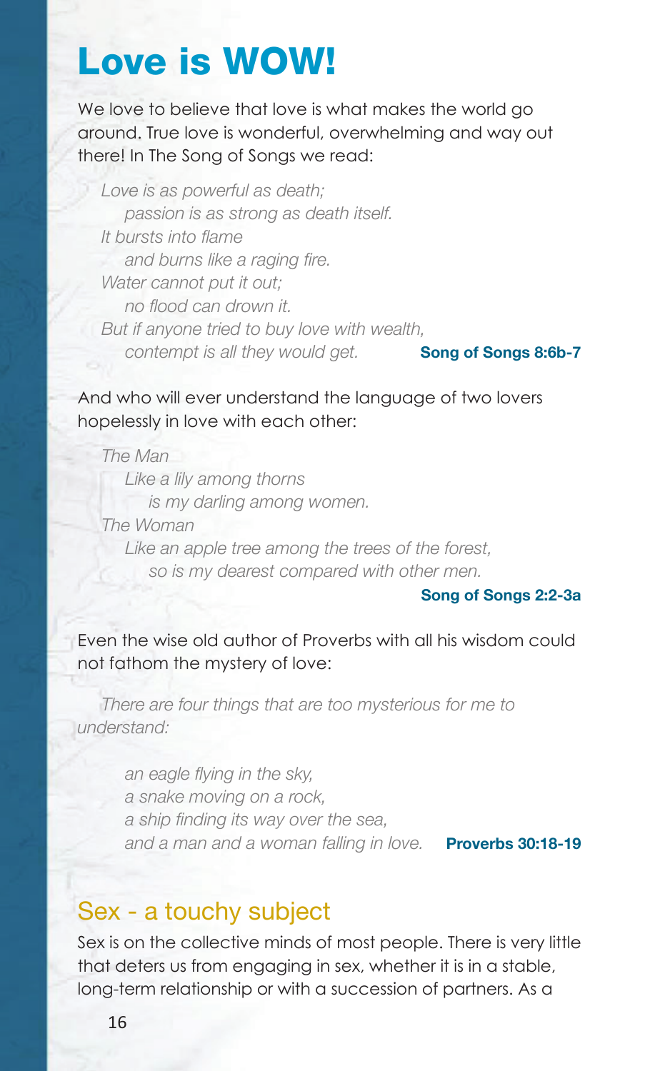# Love is WOW!

We love to believe that love is what makes the world go around. True love is wonderful, overwhelming and way out there! In The Song of Songs we read:

> *Love is as powerful as death;*
> *passion is as strong as death itself.*
> *It bursts into flame*
> *and burns like a raging fire.*
> *Water cannot put it out;*
> *no flood can drown it.*
> *But if anyone tried to buy love with wealth,*
> *contempt is all they would get.* **Song of Songs 8:6b-7**

And who will ever understand the language of two lovers hopelessly in love with each other:

> *The Man*
> *Like a lily among thorns*
> *is my darling among women.*
> *The Woman*
> *Like an apple tree among the trees of the forest,*
> *so is my dearest compared with other men.*
>
> **Song of Songs 2:2-3a**

Even the wise old author of Proverbs with all his wisdom could not fathom the mystery of love:

> *There are four things that are too mysterious for me to understand:*
>
> *an eagle flying in the sky,*
> *a snake moving on a rock,*
> *a ship finding its way over the sea,*
> *and a man and a woman falling in love.* **Proverbs 30:18-19**

## Sex - a touchy subject

Sex is on the collective minds of most people. There is very little that deters us from engaging in sex, whether it is in a stable, long-term relationship or with a succession of partners. As a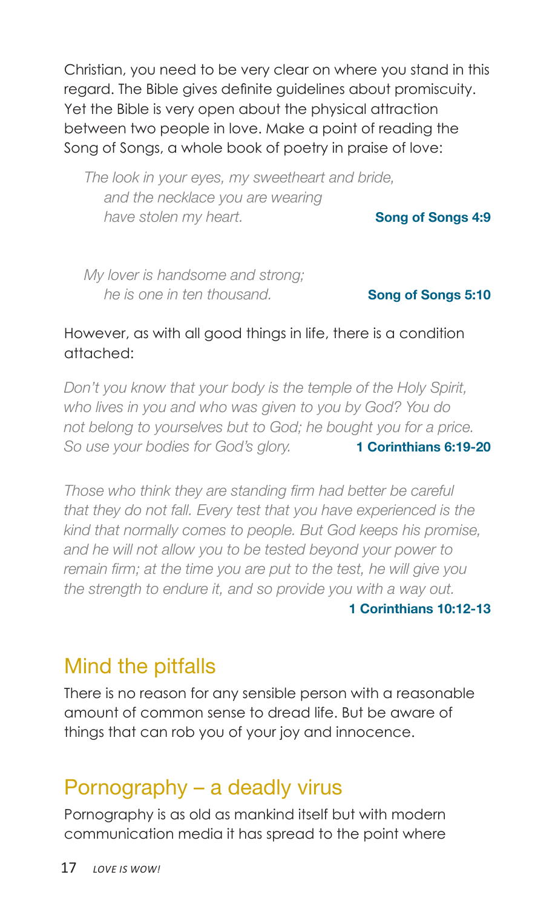Christian, you need to be very clear on where you stand in this regard. The Bible gives definite guidelines about promiscuity. Yet the Bible is very open about the physical attraction between two people in love. Make a point of reading the Song of Songs, a whole book of poetry in praise of love:

> *The look in your eyes, my sweetheart and bride,*
> *and the necklace you are wearing*
> *have stolen my heart.* **Song of Songs 4:9**

> *My lover is handsome and strong;*
> *he is one in ten thousand.* **Song of Songs 5:10**

However, as with all good things in life, there is a condition attached:

*Don't you know that your body is the temple of the Holy Spirit, who lives in you and who was given to you by God? You do not belong to yourselves but to God; he bought you for a price. So use your bodies for God's glory.* **1 Corinthians 6:19-20**

*Those who think they are standing firm had better be careful that they do not fall. Every test that you have experienced is the kind that normally comes to people. But God keeps his promise, and he will not allow you to be tested beyond your power to remain firm; at the time you are put to the test, he will give you the strength to endure it, and so provide you with a way out.* **1 Corinthians 10:12-13**

## Mind the pitfalls

There is no reason for any sensible person with a reasonable amount of common sense to dread life. But be aware of things that can rob you of your joy and innocence.

## Pornography – a deadly virus

Pornography is as old as mankind itself but with modern communication media it has spread to the point where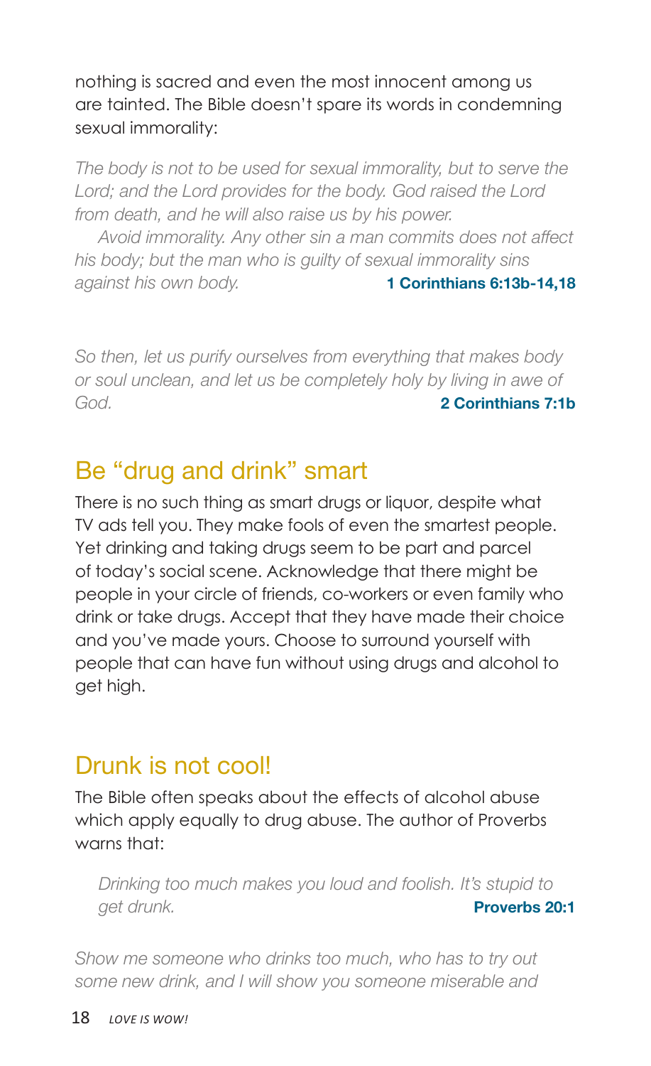nothing is sacred and even the most innocent among us are tainted. The Bible doesn't spare its words in condemning sexual immorality:

*The body is not to be used for sexual immorality, but to serve the Lord; and the Lord provides for the body. God raised the Lord from death, and he will also raise us by his power.*

*Avoid immorality. Any other sin a man commits does not affect his body; but the man who is guilty of sexual immorality sins against his own body.* **1 Corinthians 6:13b-14,18**

*So then, let us purify ourselves from everything that makes body or soul unclean, and let us be completely holy by living in awe of God.* **2 Corinthians 7:1b**

## Be "drug and drink" smart

There is no such thing as smart drugs or liquor, despite what TV ads tell you. They make fools of even the smartest people. Yet drinking and taking drugs seem to be part and parcel of today's social scene. Acknowledge that there might be people in your circle of friends, co-workers or even family who drink or take drugs. Accept that they have made their choice and you've made yours. Choose to surround yourself with people that can have fun without using drugs and alcohol to get high.

## Drunk is not cool!

The Bible often speaks about the effects of alcohol abuse which apply equally to drug abuse. The author of Proverbs warns that:

> *Drinking too much makes you loud and foolish. It's stupid to get drunk.* **Proverbs 20:1**

*Show me someone who drinks too much, who has to try out some new drink, and I will show you someone miserable and*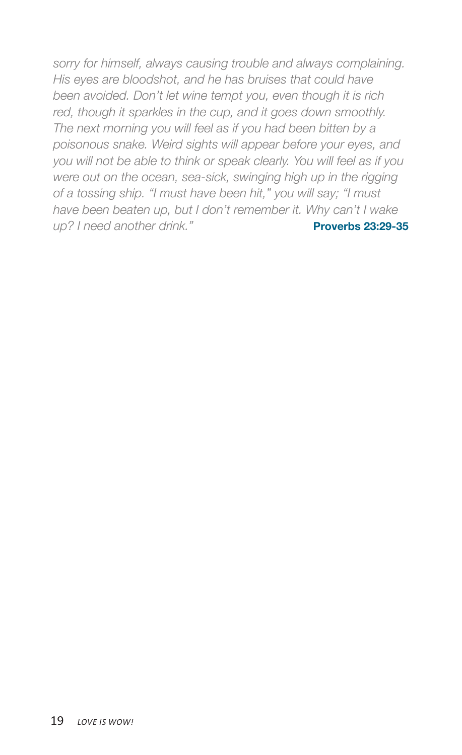*sorry for himself, always causing trouble and always complaining. His eyes are bloodshot, and he has bruises that could have been avoided. Don't let wine tempt you, even though it is rich red, though it sparkles in the cup, and it goes down smoothly. The next morning you will feel as if you had been bitten by a poisonous snake. Weird sights will appear before your eyes, and you will not be able to think or speak clearly. You will feel as if you were out on the ocean, sea-sick, swinging high up in the rigging of a tossing ship. "I must have been hit," you will say; "I must have been beaten up, but I don't remember it. Why can't I wake up? I need another drink."* **Proverbs 23:29-35**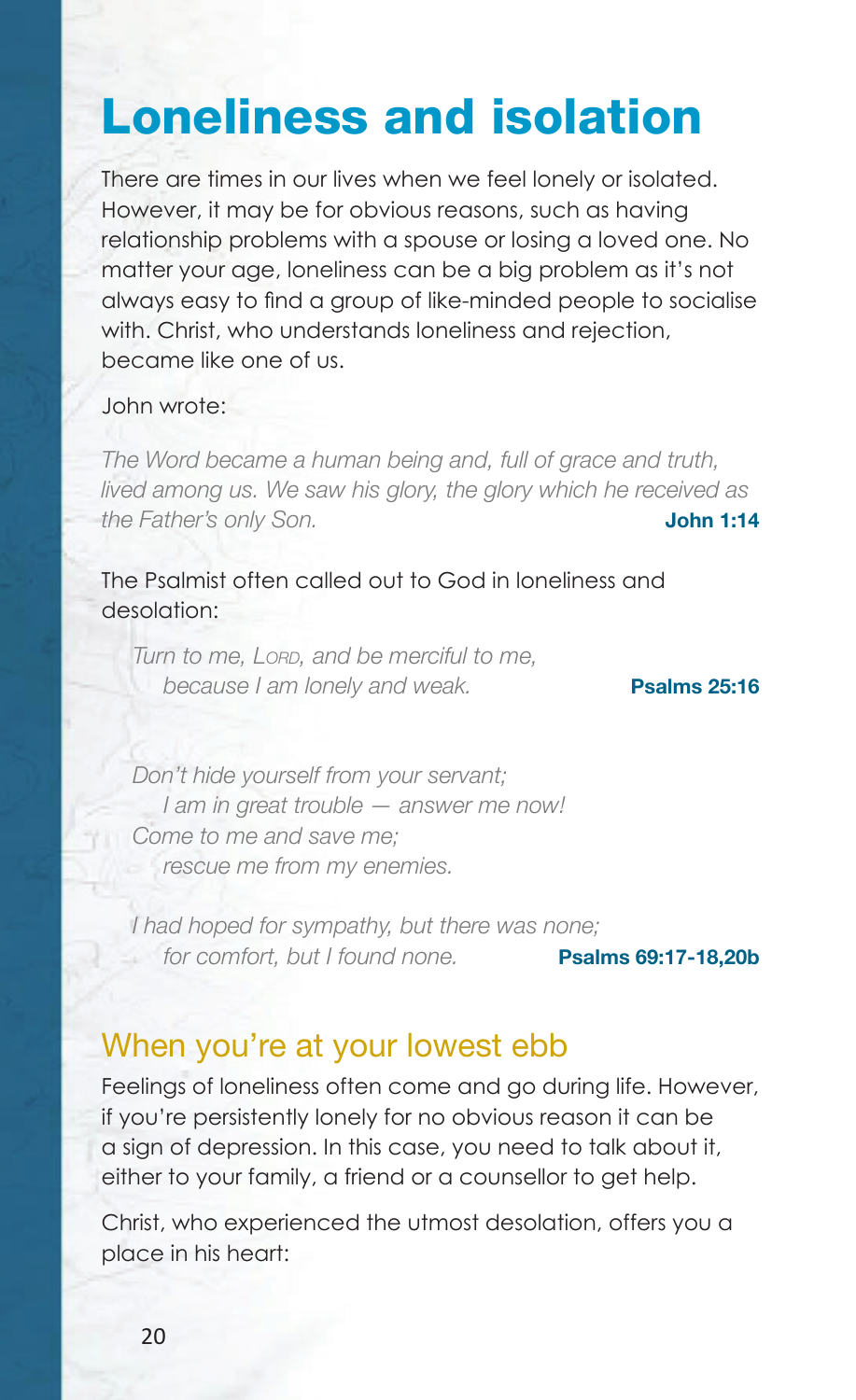# Loneliness and isolation

There are times in our lives when we feel lonely or isolated. However, it may be for obvious reasons, such as having relationship problems with a spouse or losing a loved one. No matter your age, loneliness can be a big problem as it's not always easy to find a group of like-minded people to socialise with. Christ, who understands loneliness and rejection, became like one of us.

John wrote:

*The Word became a human being and, full of grace and truth, lived among us. We saw his glory, the glory which he received as the Father's only Son.* **John 1:14**

The Psalmist often called out to God in loneliness and desolation:

*Turn to me, LORD, and be merciful to me,*
*because I am lonely and weak.* **Psalms 25:16**

*Don't hide yourself from your servant;*
*I am in great trouble — answer me now!*
*Come to me and save me;*
*rescue me from my enemies.*

*I had hoped for sympathy, but there was none;*
*for comfort, but I found none.* **Psalms 69:17-18,20b**

## When you're at your lowest ebb

Feelings of loneliness often come and go during life. However, if you're persistently lonely for no obvious reason it can be a sign of depression. In this case, you need to talk about it, either to your family, a friend or a counsellor to get help.

Christ, who experienced the utmost desolation, offers you a place in his heart: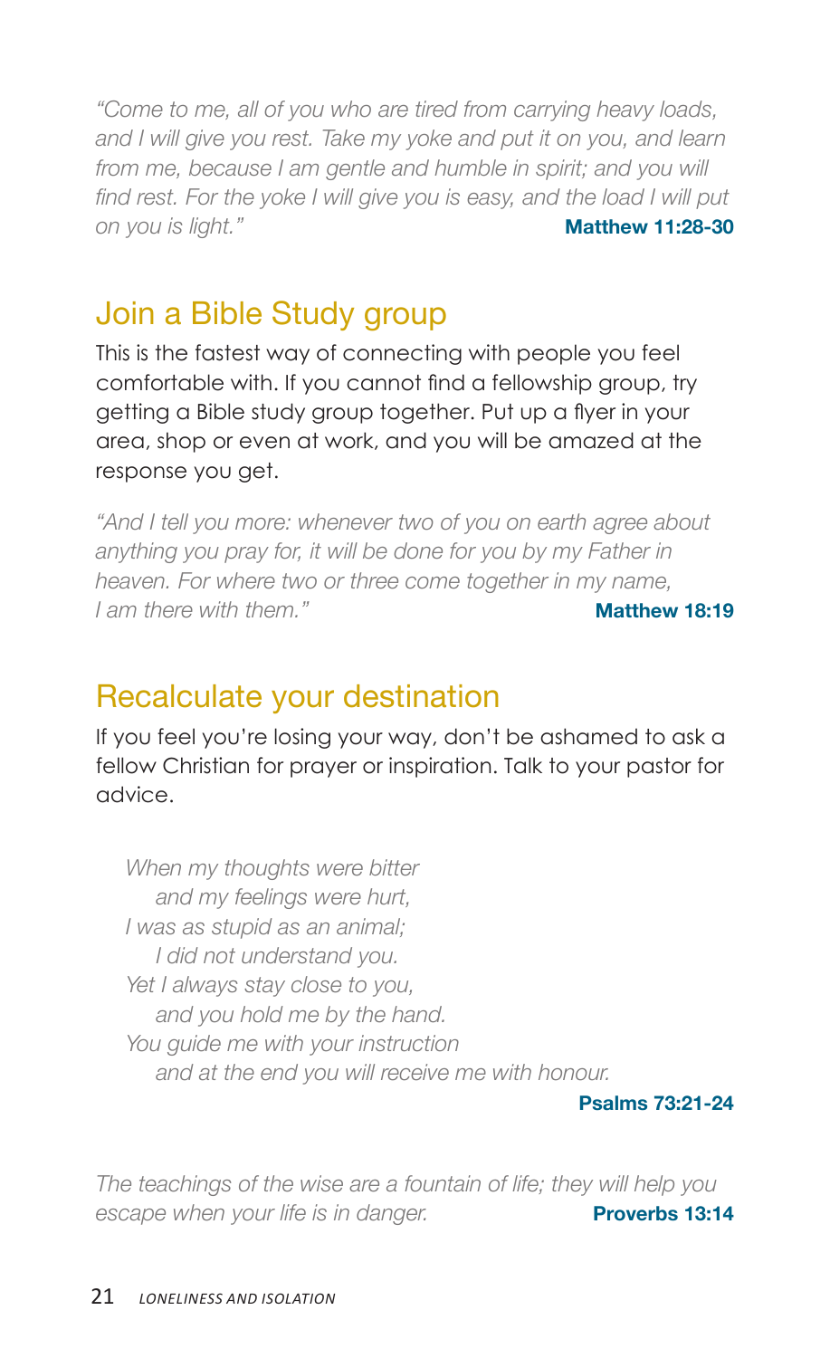*"Come to me, all of you who are tired from carrying heavy loads, and I will give you rest. Take my yoke and put it on you, and learn from me, because I am gentle and humble in spirit; and you will find rest. For the yoke I will give you is easy, and the load I will put on you is light."* **Matthew 11:28-30**

## Join a Bible Study group

This is the fastest way of connecting with people you feel comfortable with. If you cannot find a fellowship group, try getting a Bible study group together. Put up a flyer in your area, shop or even at work, and you will be amazed at the response you get.

*"And I tell you more: whenever two of you on earth agree about anything you pray for, it will be done for you by my Father in heaven. For where two or three come together in my name, I am there with them."* **Matthew 18:19**

## Recalculate your destination

If you feel you're losing your way, don't be ashamed to ask a fellow Christian for prayer or inspiration. Talk to your pastor for advice.

*When my thoughts were bitter*
*and my feelings were hurt,*
*I was as stupid as an animal;*
*I did not understand you.*
*Yet I always stay close to you,*
*and you hold me by the hand.*
*You guide me with your instruction*
*and at the end you will receive me with honour.*

**Psalms 73:21-24**

*The teachings of the wise are a fountain of life; they will help you escape when your life is in danger.* **Proverbs 13:14**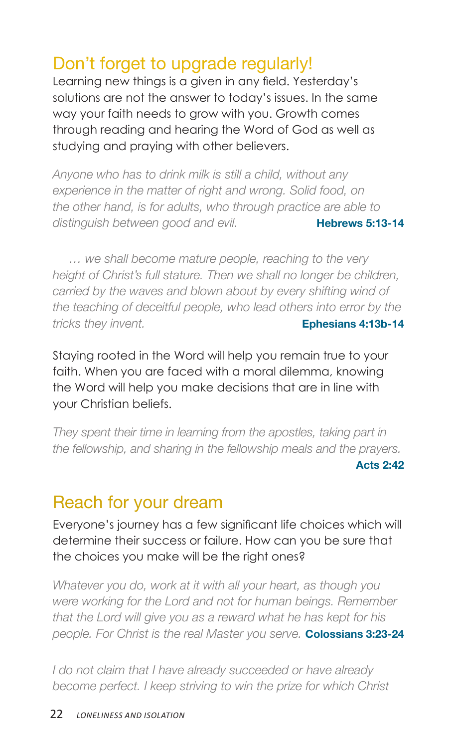## Don't forget to upgrade regularly!

Learning new things is a given in any field. Yesterday's solutions are not the answer to today's issues. In the same way your faith needs to grow with you. Growth comes through reading and hearing the Word of God as well as studying and praying with other believers.

*Anyone who has to drink milk is still a child, without any experience in the matter of right and wrong. Solid food, on the other hand, is for adults, who through practice are able to distinguish between good and evil.* **Hebrews 5:13-14**

*… we shall become mature people, reaching to the very height of Christ's full stature. Then we shall no longer be children, carried by the waves and blown about by every shifting wind of the teaching of deceitful people, who lead others into error by the tricks they invent.* **Ephesians 4:13b-14**

Staying rooted in the Word will help you remain true to your faith. When you are faced with a moral dilemma, knowing the Word will help you make decisions that are in line with your Christian beliefs.

*They spent their time in learning from the apostles, taking part in the fellowship, and sharing in the fellowship meals and the prayers.* **Acts 2:42**

## Reach for your dream

Everyone's journey has a few significant life choices which will determine their success or failure. How can you be sure that the choices you make will be the right ones?

*Whatever you do, work at it with all your heart, as though you were working for the Lord and not for human beings. Remember that the Lord will give you as a reward what he has kept for his people. For Christ is the real Master you serve.* **Colossians 3:23-24**

*I do not claim that I have already succeeded or have already become perfect. I keep striving to win the prize for which Christ*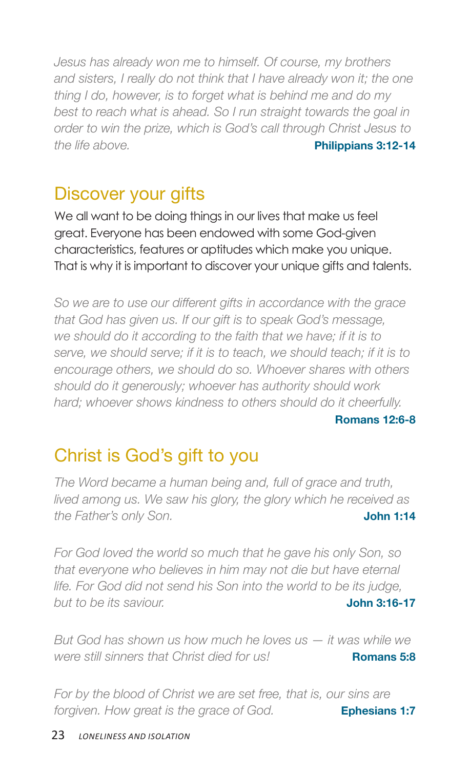*Jesus has already won me to himself. Of course, my brothers and sisters, I really do not think that I have already won it; the one thing I do, however, is to forget what is behind me and do my best to reach what is ahead. So I run straight towards the goal in order to win the prize, which is God's call through Christ Jesus to the life above.* **Philippians 3:12-14**

## Discover your gifts

We all want to be doing things in our lives that make us feel great. Everyone has been endowed with some God-given characteristics, features or aptitudes which make you unique. That is why it is important to discover your unique gifts and talents.

*So we are to use our different gifts in accordance with the grace that God has given us. If our gift is to speak God's message, we should do it according to the faith that we have; if it is to serve, we should serve; if it is to teach, we should teach; if it is to encourage others, we should do so. Whoever shares with others should do it generously; whoever has authority should work hard; whoever shows kindness to others should do it cheerfully.* **Romans 12:6-8**

## Christ is God's gift to you

*The Word became a human being and, full of grace and truth, lived among us. We saw his glory, the glory which he received as the Father's only Son.* **John 1:14**

*For God loved the world so much that he gave his only Son, so that everyone who believes in him may not die but have eternal life. For God did not send his Son into the world to be its judge, but to be its saviour.* **John 3:16-17**

*But God has shown us how much he loves us — it was while we were still sinners that Christ died for us!* **Romans 5:8**

*For by the blood of Christ we are set free, that is, our sins are forgiven. How great is the grace of God.* **Ephesians 1:7**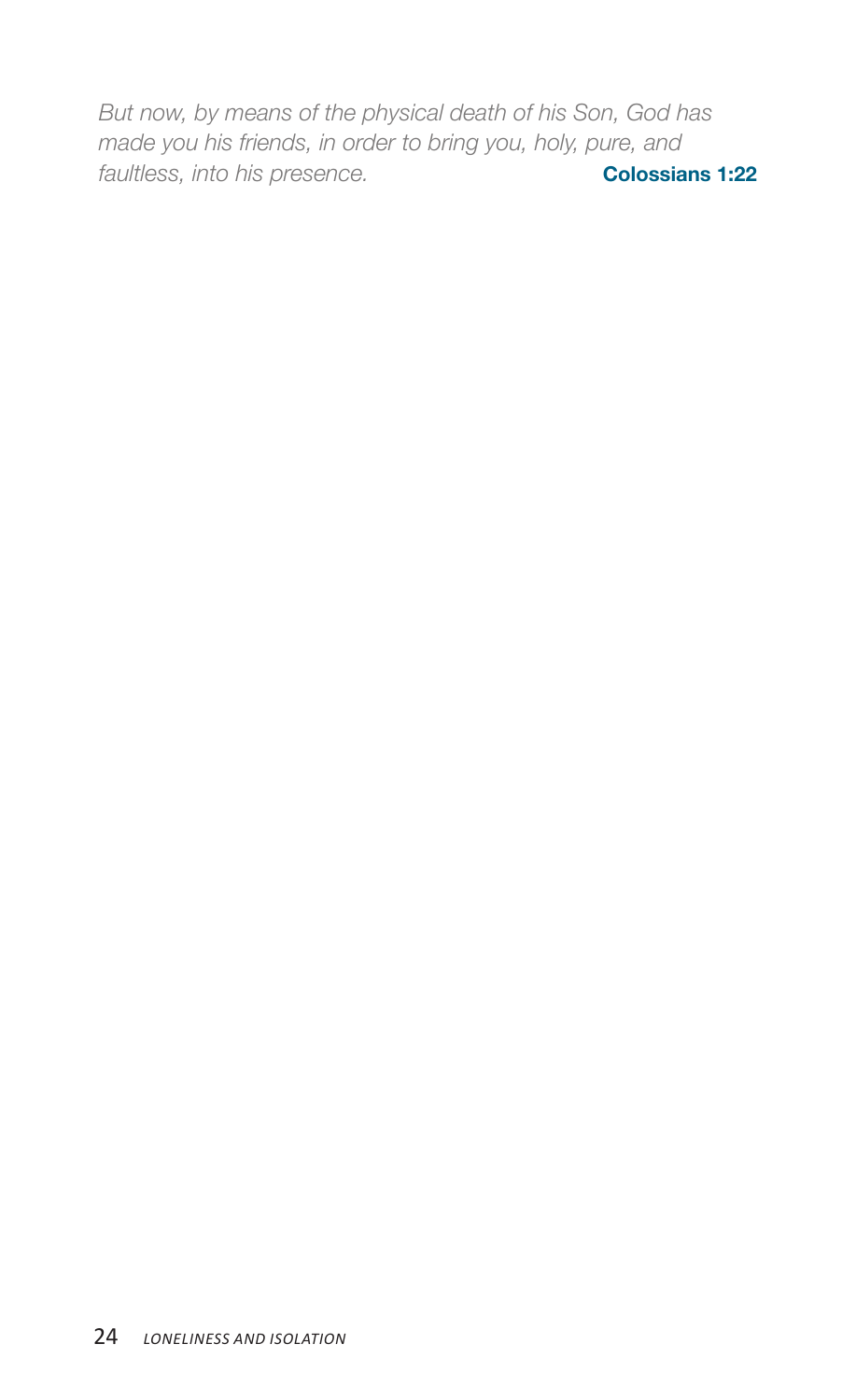*But now, by means of the physical death of his Son, God has made you his friends, in order to bring you, holy, pure, and faultless, into his presence.* **Colossians 1:22**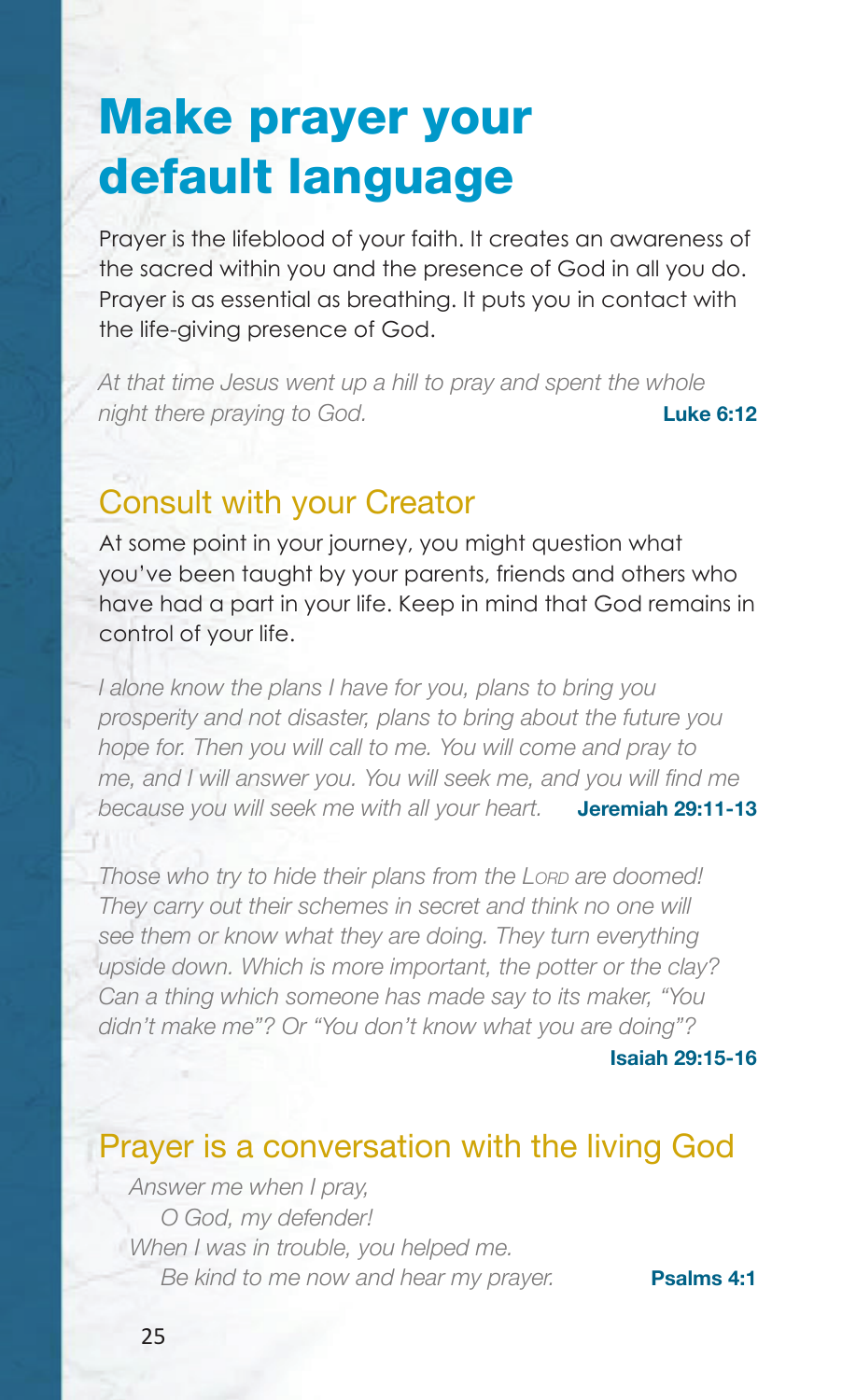# Make prayer your default language

Prayer is the lifeblood of your faith. It creates an awareness of the sacred within you and the presence of God in all you do. Prayer is as essential as breathing. It puts you in contact with the life-giving presence of God.

*At that time Jesus went up a hill to pray and spent the whole night there praying to God.* **Luke 6:12**

## Consult with your Creator

At some point in your journey, you might question what you've been taught by your parents, friends and others who have had a part in your life. Keep in mind that God remains in control of your life.

*I alone know the plans I have for you, plans to bring you prosperity and not disaster, plans to bring about the future you hope for. Then you will call to me. You will come and pray to me, and I will answer you. You will seek me, and you will find me because you will seek me with all your heart.* **Jeremiah 29:11-13**

*Those who try to hide their plans from the LORD are doomed! They carry out their schemes in secret and think no one will see them or know what they are doing. They turn everything upside down. Which is more important, the potter or the clay? Can a thing which someone has made say to its maker, "You didn't make me"? Or "You don't know what you are doing"?*

**Isaiah 29:15-16**

## Prayer is a conversation with the living God

*Answer me when I pray,*
*O God, my defender!*
*When I was in trouble, you helped me.*
*Be kind to me now and hear my prayer.* **Psalms 4:1**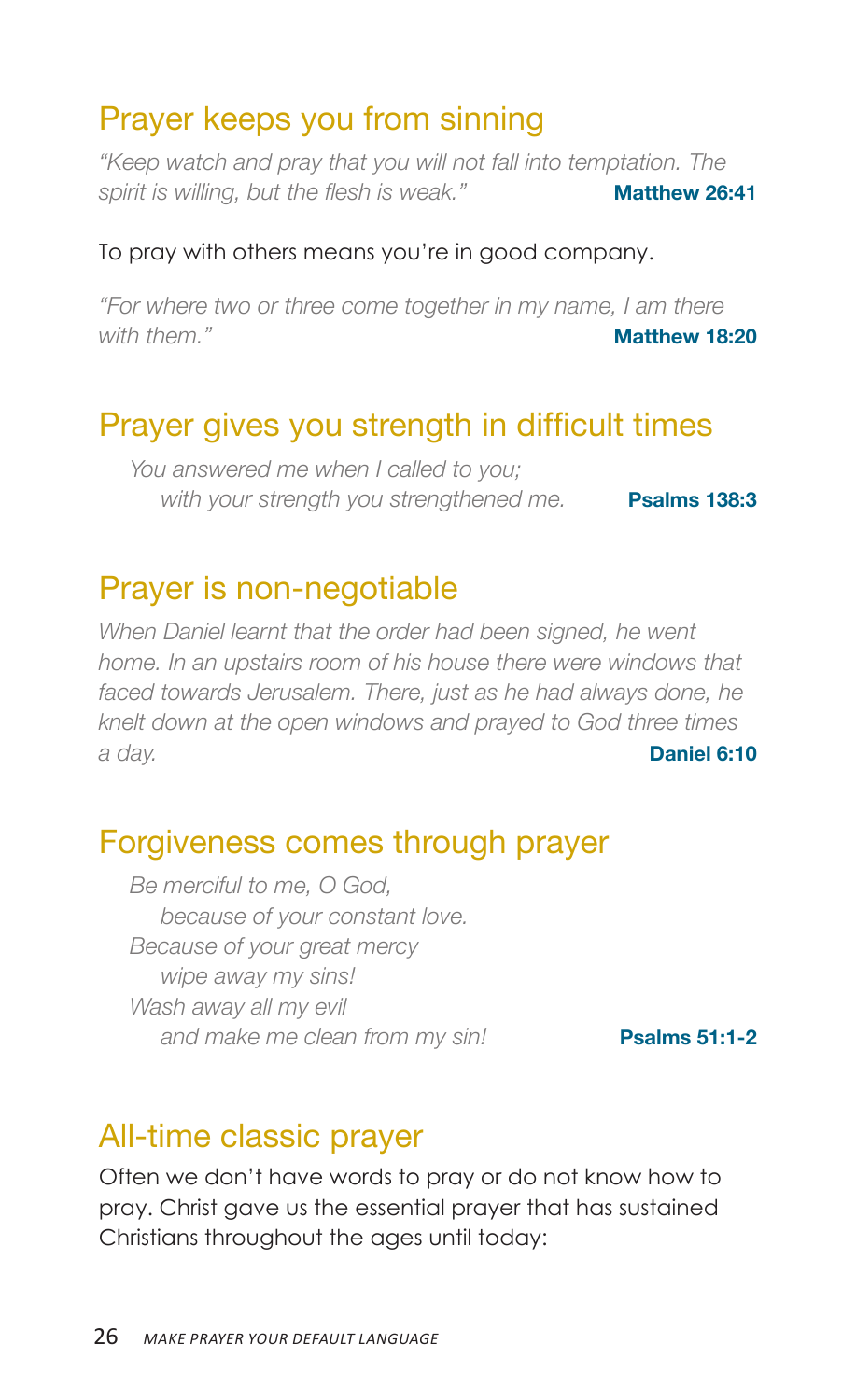## Prayer keeps you from sinning

*"Keep watch and pray that you will not fall into temptation. The spirit is willing, but the flesh is weak."* **Matthew 26:41**

To pray with others means you're in good company.

*"For where two or three come together in my name, I am there with them."* **Matthew 18:20**

## Prayer gives you strength in difficult times

*You answered me when I called to you;*
*with your strength you strengthened me.* **Psalms 138:3**

## Prayer is non-negotiable

*When Daniel learnt that the order had been signed, he went home. In an upstairs room of his house there were windows that faced towards Jerusalem. There, just as he had always done, he knelt down at the open windows and prayed to God three times a day.* **Daniel 6:10**

## Forgiveness comes through prayer

*Be merciful to me, O God,*
*because of your constant love.*
*Because of your great mercy*
*wipe away my sins!*
*Wash away all my evil*
*and make me clean from my sin!* **Psalms 51:1-2**

## All-time classic prayer

Often we don't have words to pray or do not know how to pray. Christ gave us the essential prayer that has sustained Christians throughout the ages until today: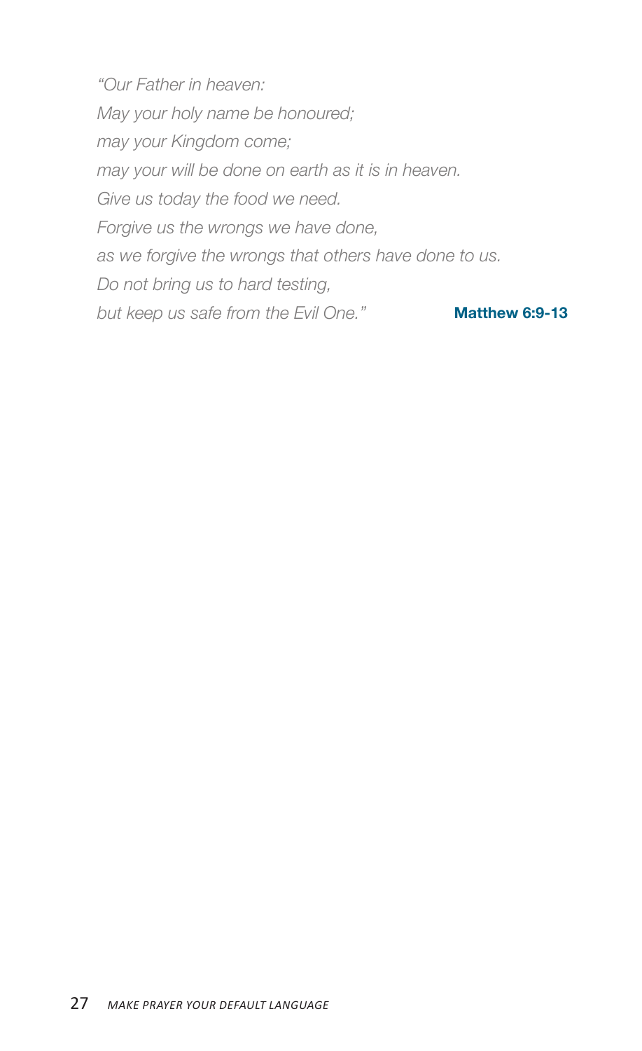*"Our Father in heaven:*
*May your holy name be honoured;*
*may your Kingdom come;*
*may your will be done on earth as it is in heaven.*
*Give us today the food we need.*
*Forgive us the wrongs we have done,*
*as we forgive the wrongs that others have done to us.*
*Do not bring us to hard testing,*
*but keep us safe from the Evil One."* **Matthew 6:9-13**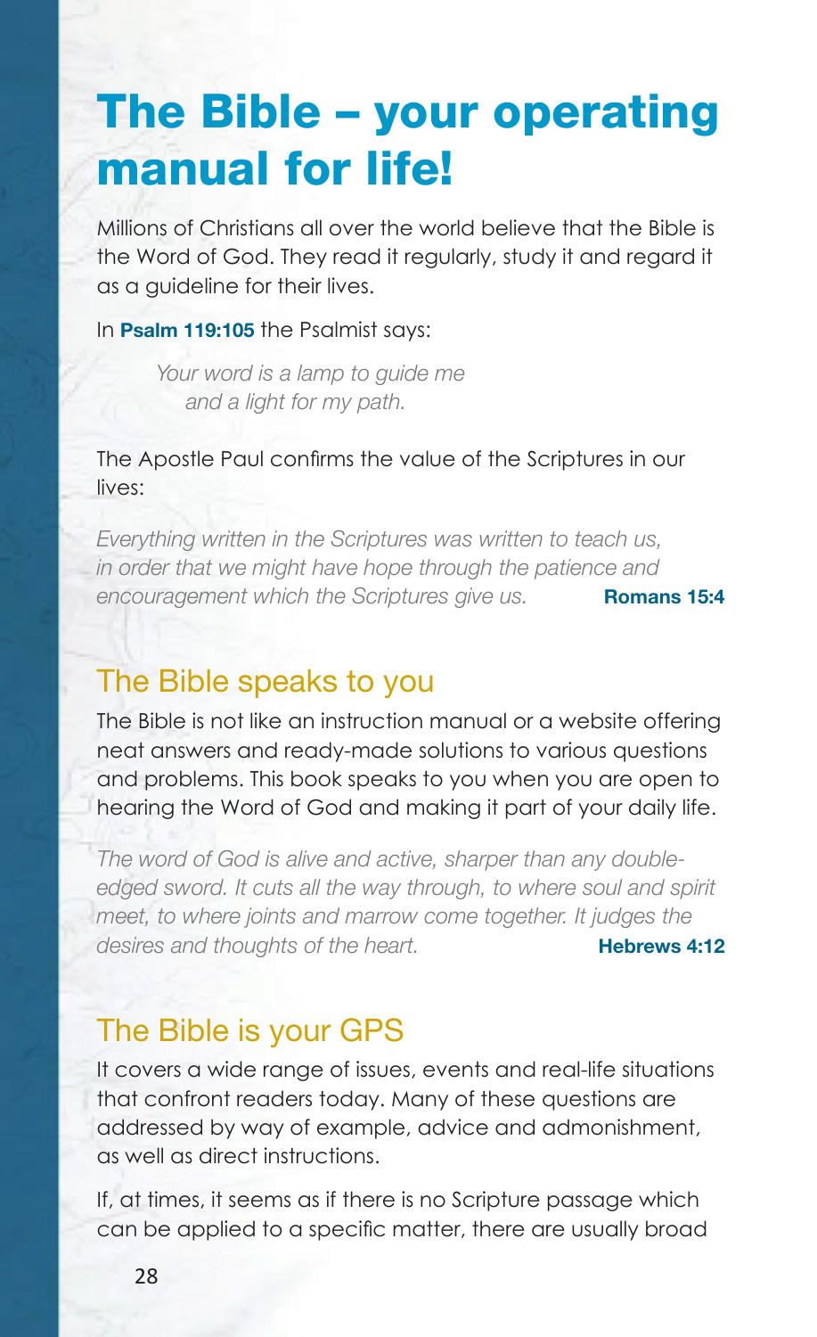# The Bible – your operating manual for life!

Millions of Christians all over the world believe that the Bible is the Word of God. They read it regularly, study it and regard it as a guideline for their lives.

In **Psalm 119:105** the Psalmist says:

> *Your word is a lamp to guide me*
> *and a light for my path.*

The Apostle Paul confirms the value of the Scriptures in our lives:

*Everything written in the Scriptures was written to teach us, in order that we might have hope through the patience and encouragement which the Scriptures give us.* **Romans 15:4**

## The Bible speaks to you

The Bible is not like an instruction manual or a website offering neat answers and ready-made solutions to various questions and problems. This book speaks to you when you are open to hearing the Word of God and making it part of your daily life.

*The word of God is alive and active, sharper than any double-edged sword. It cuts all the way through, to where soul and spirit meet, to where joints and marrow come together. It judges the desires and thoughts of the heart.* **Hebrews 4:12**

## The Bible is your GPS

It covers a wide range of issues, events and real-life situations that confront readers today. Many of these questions are addressed by way of example, advice and admonishment, as well as direct instructions.

If, at times, it seems as if there is no Scripture passage which can be applied to a specific matter, there are usually broad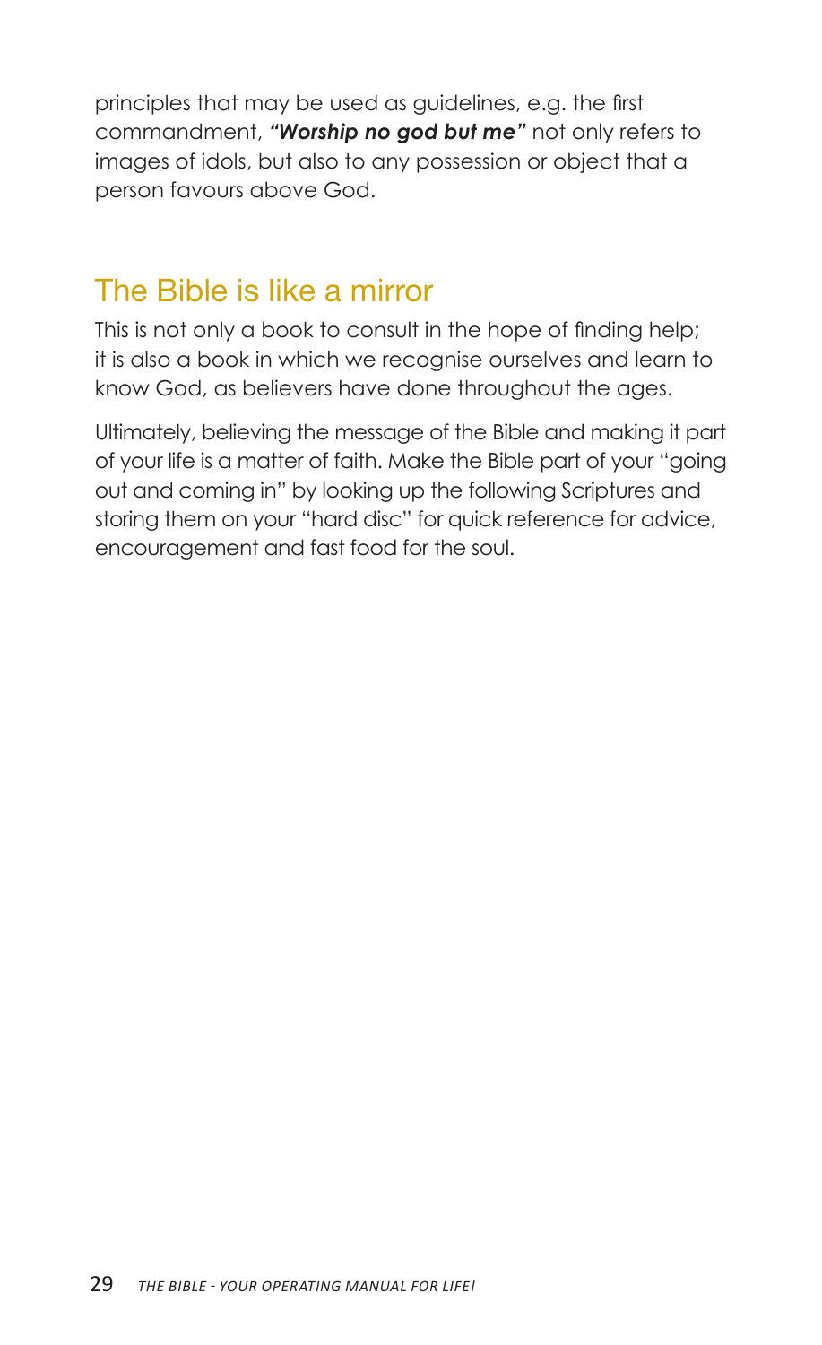principles that may be used as guidelines, e.g. the first commandment, ***"Worship no god but me"*** not only refers to images of idols, but also to any possession or object that a person favours above God.

## The Bible is like a mirror

This is not only a book to consult in the hope of finding help; it is also a book in which we recognise ourselves and learn to know God, as believers have done throughout the ages.

Ultimately, believing the message of the Bible and making it part of your life is a matter of faith. Make the Bible part of your "going out and coming in" by looking up the following Scriptures and storing them on your "hard disc" for quick reference for advice, encouragement and fast food for the soul.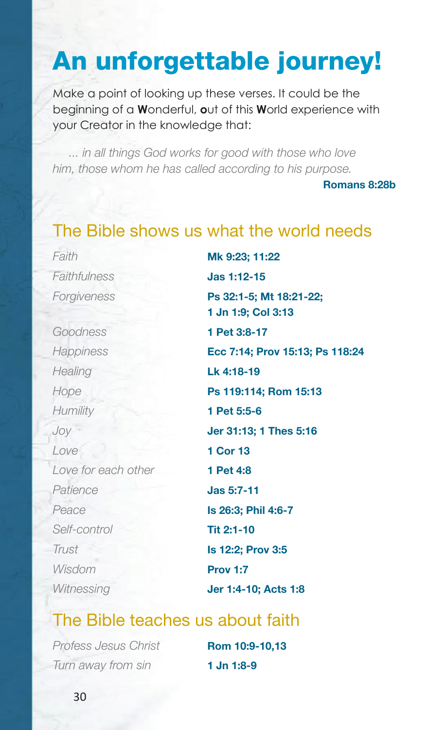# An unforgettable journey!

Make a point of looking up these verses. It could be the beginning of a **W**onderful, **o**ut of this **W**orld experience with your Creator in the knowledge that:

*... in all things God works for good with those who love him, those whom he has called according to his purpose.*

**Romans 8:28b**

## The Bible shows us what the world needs

| | |
|---|---|
| *Faith* | **Mk 9:23; 11:22** |
| *Faithfulness* | **Jas 1:12-15** |
| *Forgiveness* | **Ps 32:1-5; Mt 18:21-22; 1 Jn 1:9; Col 3:13** |
| *Goodness* | **1 Pet 3:8-17** |
| *Happiness* | **Ecc 7:14; Prov 15:13; Ps 118:24** |
| *Healing* | **Lk 4:18-19** |
| *Hope* | **Ps 119:114; Rom 15:13** |
| *Humility* | **1 Pet 5:5-6** |
| *Joy* | **Jer 31:13; 1 Thes 5:16** |
| *Love* | **1 Cor 13** |
| *Love for each other* | **1 Pet 4:8** |
| *Patience* | **Jas 5:7-11** |
| *Peace* | **Is 26:3; Phil 4:6-7** |
| *Self-control* | **Tit 2:1-10** |
| *Trust* | **Is 12:2; Prov 3:5** |
| *Wisdom* | **Prov 1:7** |
| *Witnessing* | **Jer 1:4-10; Acts 1:8** |

## The Bible teaches us about faith

| | |
|---|---|
| *Profess Jesus Christ* | **Rom 10:9-10,13** |
| *Turn away from sin* | **1 Jn 1:8-9** |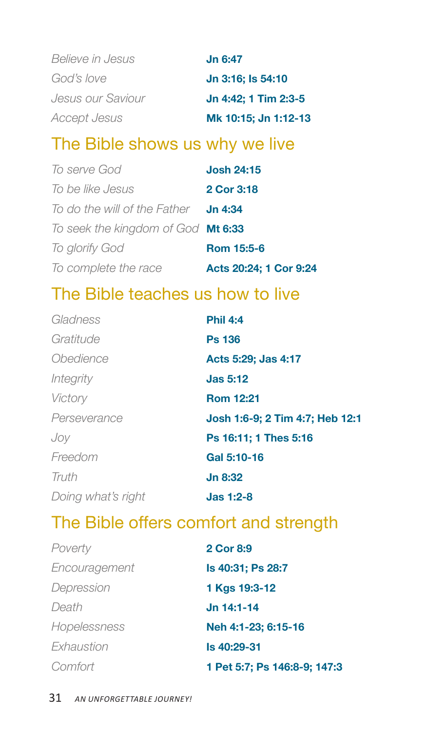| | |
|---|---|
| *Believe in Jesus* | **Jn 6:47** |
| *God's love* | **Jn 3:16; Is 54:10** |
| *Jesus our Saviour* | **Jn 4:42; 1 Tim 2:3-5** |
| *Accept Jesus* | **Mk 10:15; Jn 1:12-13** |

## The Bible shows us why we live

| | |
|---|---|
| *To serve God* | **Josh 24:15** |
| *To be like Jesus* | **2 Cor 3:18** |
| *To do the will of the Father* | **Jn 4:34** |
| *To seek the kingdom of God* | **Mt 6:33** |
| *To glorify God* | **Rom 15:5-6** |
| *To complete the race* | **Acts 20:24; 1 Cor 9:24** |

## The Bible teaches us how to live

| | |
|---|---|
| *Gladness* | **Phil 4:4** |
| *Gratitude* | **Ps 136** |
| *Obedience* | **Acts 5:29; Jas 4:17** |
| *Integrity* | **Jas 5:12** |
| *Victory* | **Rom 12:21** |
| *Perseverance* | **Josh 1:6-9; 2 Tim 4:7; Heb 12:1** |
| *Joy* | **Ps 16:11; 1 Thes 5:16** |
| *Freedom* | **Gal 5:10-16** |
| *Truth* | **Jn 8:32** |
| *Doing what's right* | **Jas 1:2-8** |

## The Bible offers comfort and strength

| | |
|---|---|
| *Poverty* | **2 Cor 8:9** |
| *Encouragement* | **Is 40:31; Ps 28:7** |
| *Depression* | **1 Kgs 19:3-12** |
| *Death* | **Jn 14:1-14** |
| *Hopelessness* | **Neh 4:1-23; 6:15-16** |
| *Exhaustion* | **Is 40:29-31** |
| *Comfort* | **1 Pet 5:7; Ps 146:8-9; 147:3** |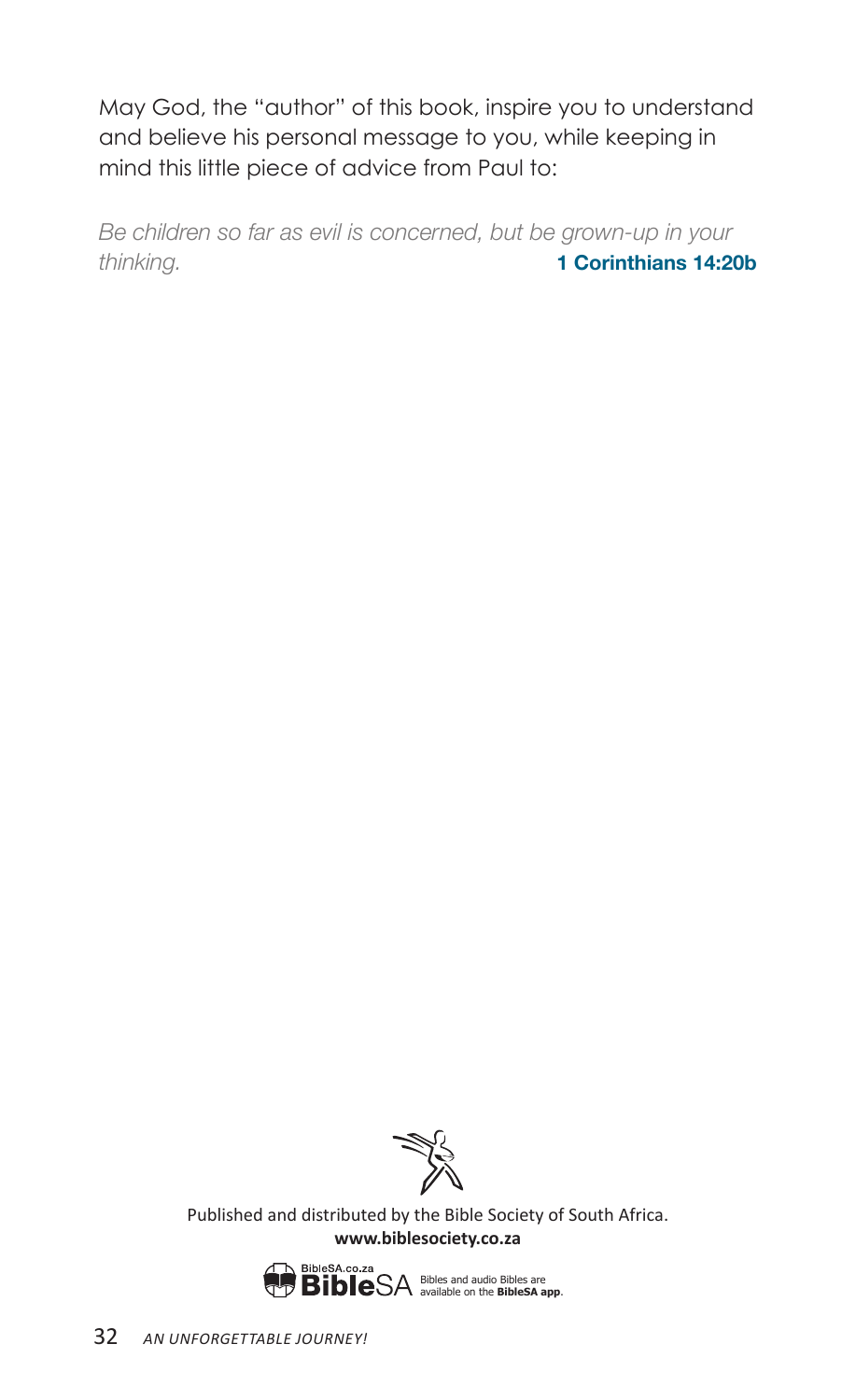May God, the "author" of this book, inspire you to understand and believe his personal message to you, while keeping in mind this little piece of advice from Paul to:

*Be children so far as evil is concerned, but be grown-up in your thinking.* **1 Corinthians 14:20b**

Published and distributed by the Bible Society of South Africa.
**www.biblesociety.co.za**

BibleSA.co.za **Bible**SA Bibles and audio Bibles are available on the **BibleSA app**.